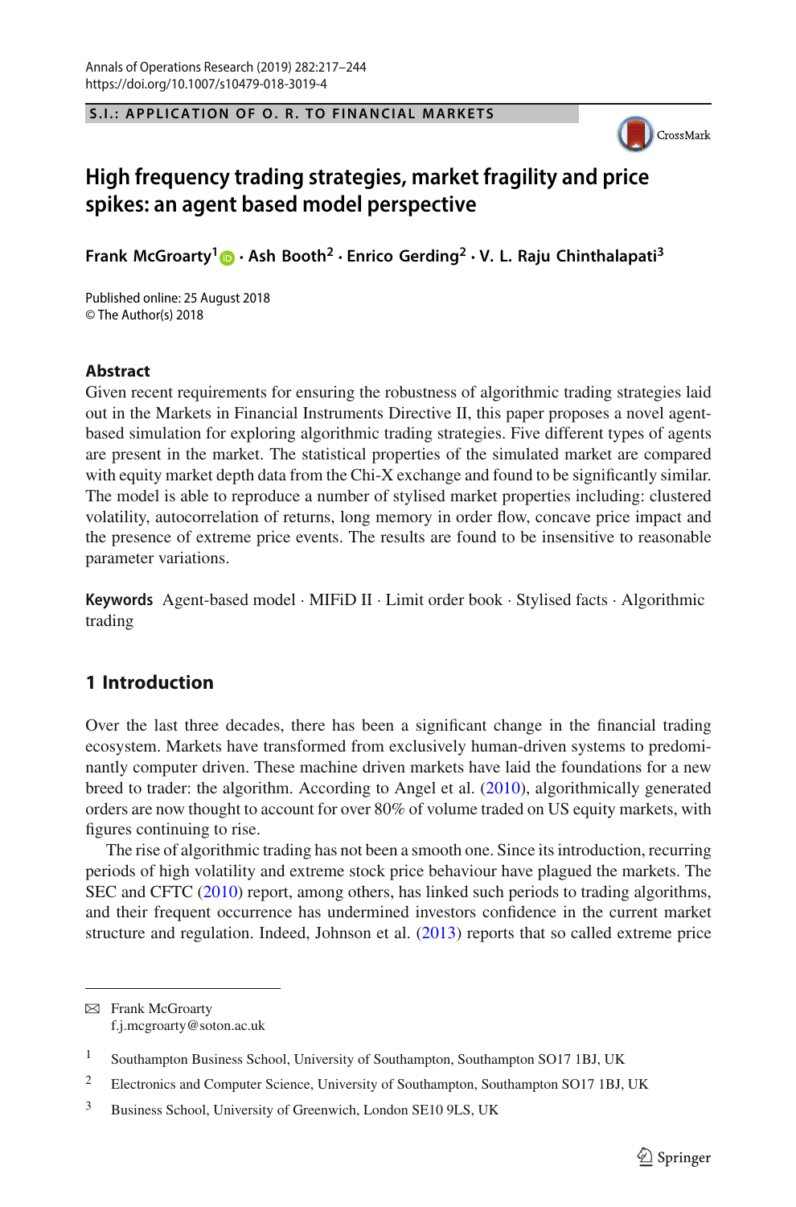S.I.: APPLICATION OF O. R. TO FINANCIAL MARKETS

# High frequency trading strategies, market fragility and price spikes: an agent based model perspective

**Frank McGroarty[1] · Ash Booth[2] · Enrico Gerding[2] · V. L. Raju Chinthalapati[3]**

Published online: 25 August 2018
© The Author(s) 2018

## Abstract

Given recent requirements for ensuring the robustness of algorithmic trading strategies laid out in the Markets in Financial Instruments Directive II, this paper proposes a novel agent-based simulation for exploring algorithmic trading strategies. Five different types of agents are present in the market. The statistical properties of the simulated market are compared with equity market depth data from the Chi-X exchange and found to be significantly similar. The model is able to reproduce a number of stylised market properties including: clustered volatility, autocorrelation of returns, long memory in order flow, concave price impact and the presence of extreme price events. The results are found to be insensitive to reasonable parameter variations.

**Keywords** Agent-based model · MIFiD II · Limit order book · Stylised facts · Algorithmic trading

## 1 Introduction

Over the last three decades, there has been a significant change in the financial trading ecosystem. Markets have transformed from exclusively human-driven systems to predominantly computer driven. These machine driven markets have laid the foundations for a new breed to trader: the algorithm. According to Angel et al. (2010), algorithmically generated orders are now thought to account for over 80% of volume traded on US equity markets, with figures continuing to rise.

The rise of algorithmic trading has not been a smooth one. Since its introduction, recurring periods of high volatility and extreme stock price behaviour have plagued the markets. The SEC and CFTC (2010) report, among others, has linked such periods to trading algorithms, and their frequent occurrence has undermined investors confidence in the current market structure and regulation. Indeed, Johnson et al. (2013) reports that so called extreme price

---

✉ Frank McGroarty
f.j.mcgroarty@soton.ac.uk

[1] Southampton Business School, University of Southampton, Southampton SO17 1BJ, UK

[2] Electronics and Computer Science, University of Southampton, Southampton SO17 1BJ, UK

[3] Business School, University of Greenwich, London SE10 9LS, UK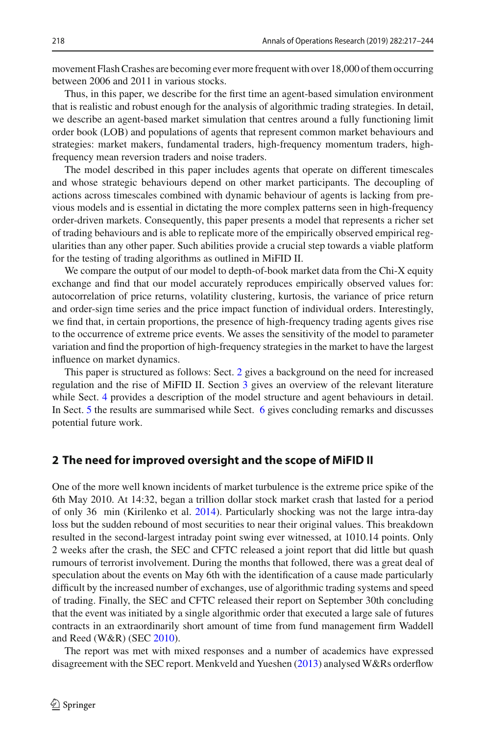movement Flash Crashes are becoming ever more frequent with over 18,000 of them occurring between 2006 and 2011 in various stocks.

Thus, in this paper, we describe for the first time an agent-based simulation environment that is realistic and robust enough for the analysis of algorithmic trading strategies. In detail, we describe an agent-based market simulation that centres around a fully functioning limit order book (LOB) and populations of agents that represent common market behaviours and strategies: market makers, fundamental traders, high-frequency momentum traders, high-frequency mean reversion traders and noise traders.

The model described in this paper includes agents that operate on different timescales and whose strategic behaviours depend on other market participants. The decoupling of actions across timescales combined with dynamic behaviour of agents is lacking from previous models and is essential in dictating the more complex patterns seen in high-frequency order-driven markets. Consequently, this paper presents a model that represents a richer set of trading behaviours and is able to replicate more of the empirically observed empirical regularities than any other paper. Such abilities provide a crucial step towards a viable platform for the testing of trading algorithms as outlined in MiFID II.

We compare the output of our model to depth-of-book market data from the Chi-X equity exchange and find that our model accurately reproduces empirically observed values for: autocorrelation of price returns, volatility clustering, kurtosis, the variance of price return and order-sign time series and the price impact function of individual orders. Interestingly, we find that, in certain proportions, the presence of high-frequency trading agents gives rise to the occurrence of extreme price events. We asses the sensitivity of the model to parameter variation and find the proportion of high-frequency strategies in the market to have the largest influence on market dynamics.

This paper is structured as follows: Sect. 2 gives a background on the need for increased regulation and the rise of MiFID II. Section 3 gives an overview of the relevant literature while Sect. 4 provides a description of the model structure and agent behaviours in detail. In Sect. 5 the results are summarised while Sect. 6 gives concluding remarks and discusses potential future work.

## 2 The need for improved oversight and the scope of MiFID II

One of the more well known incidents of market turbulence is the extreme price spike of the 6th May 2010. At 14:32, began a trillion dollar stock market crash that lasted for a period of only 36 min (Kirilenko et al. 2014). Particularly shocking was not the large intra-day loss but the sudden rebound of most securities to near their original values. This breakdown resulted in the second-largest intraday point swing ever witnessed, at 1010.14 points. Only 2 weeks after the crash, the SEC and CFTC released a joint report that did little but quash rumours of terrorist involvement. During the months that followed, there was a great deal of speculation about the events on May 6th with the identification of a cause made particularly difficult by the increased number of exchanges, use of algorithmic trading systems and speed of trading. Finally, the SEC and CFTC released their report on September 30th concluding that the event was initiated by a single algorithmic order that executed a large sale of futures contracts in an extraordinarily short amount of time from fund management firm Waddell and Reed (W&R) (SEC 2010).

The report was met with mixed responses and a number of academics have expressed disagreement with the SEC report. Menkveld and Yueshen (2013) analysed W&Rs orderflow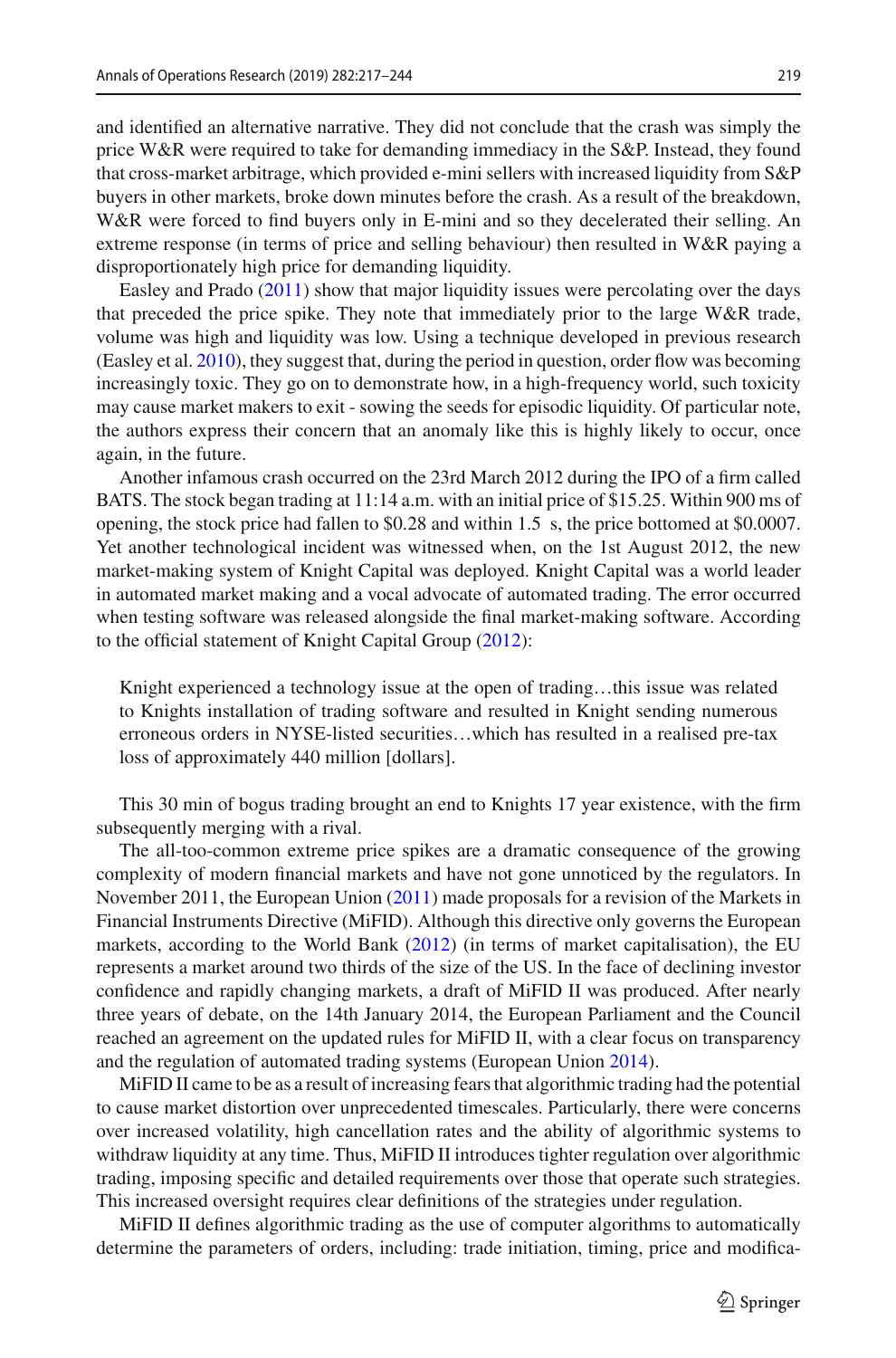and identified an alternative narrative. They did not conclude that the crash was simply the price W&R were required to take for demanding immediacy in the S&P. Instead, they found that cross-market arbitrage, which provided e-mini sellers with increased liquidity from S&P buyers in other markets, broke down minutes before the crash. As a result of the breakdown, W&R were forced to find buyers only in E-mini and so they decelerated their selling. An extreme response (in terms of price and selling behaviour) then resulted in W&R paying a disproportionately high price for demanding liquidity.

Easley and Prado (2011) show that major liquidity issues were percolating over the days that preceded the price spike. They note that immediately prior to the large W&R trade, volume was high and liquidity was low. Using a technique developed in previous research (Easley et al. 2010), they suggest that, during the period in question, order flow was becoming increasingly toxic. They go on to demonstrate how, in a high-frequency world, such toxicity may cause market makers to exit - sowing the seeds for episodic liquidity. Of particular note, the authors express their concern that an anomaly like this is highly likely to occur, once again, in the future.

Another infamous crash occurred on the 23rd March 2012 during the IPO of a firm called BATS. The stock began trading at 11:14 a.m. with an initial price of $15.25. Within 900 ms of opening, the stock price had fallen to $0.28 and within 1.5 s, the price bottomed at $0.0007. Yet another technological incident was witnessed when, on the 1st August 2012, the new market-making system of Knight Capital was deployed. Knight Capital was a world leader in automated market making and a vocal advocate of automated trading. The error occurred when testing software was released alongside the final market-making software. According to the official statement of Knight Capital Group (2012):

> Knight experienced a technology issue at the open of trading…this issue was related to Knights installation of trading software and resulted in Knight sending numerous erroneous orders in NYSE-listed securities…which has resulted in a realised pre-tax loss of approximately 440 million [dollars].

This 30 min of bogus trading brought an end to Knights 17 year existence, with the firm subsequently merging with a rival.

The all-too-common extreme price spikes are a dramatic consequence of the growing complexity of modern financial markets and have not gone unnoticed by the regulators. In November 2011, the European Union (2011) made proposals for a revision of the Markets in Financial Instruments Directive (MiFID). Although this directive only governs the European markets, according to the World Bank (2012) (in terms of market capitalisation), the EU represents a market around two thirds of the size of the US. In the face of declining investor confidence and rapidly changing markets, a draft of MiFID II was produced. After nearly three years of debate, on the 14th January 2014, the European Parliament and the Council reached an agreement on the updated rules for MiFID II, with a clear focus on transparency and the regulation of automated trading systems (European Union 2014).

MiFID II came to be as a result of increasing fears that algorithmic trading had the potential to cause market distortion over unprecedented timescales. Particularly, there were concerns over increased volatility, high cancellation rates and the ability of algorithmic systems to withdraw liquidity at any time. Thus, MiFID II introduces tighter regulation over algorithmic trading, imposing specific and detailed requirements over those that operate such strategies. This increased oversight requires clear definitions of the strategies under regulation.

MiFID II defines algorithmic trading as the use of computer algorithms to automatically determine the parameters of orders, including: trade initiation, timing, price and modifica-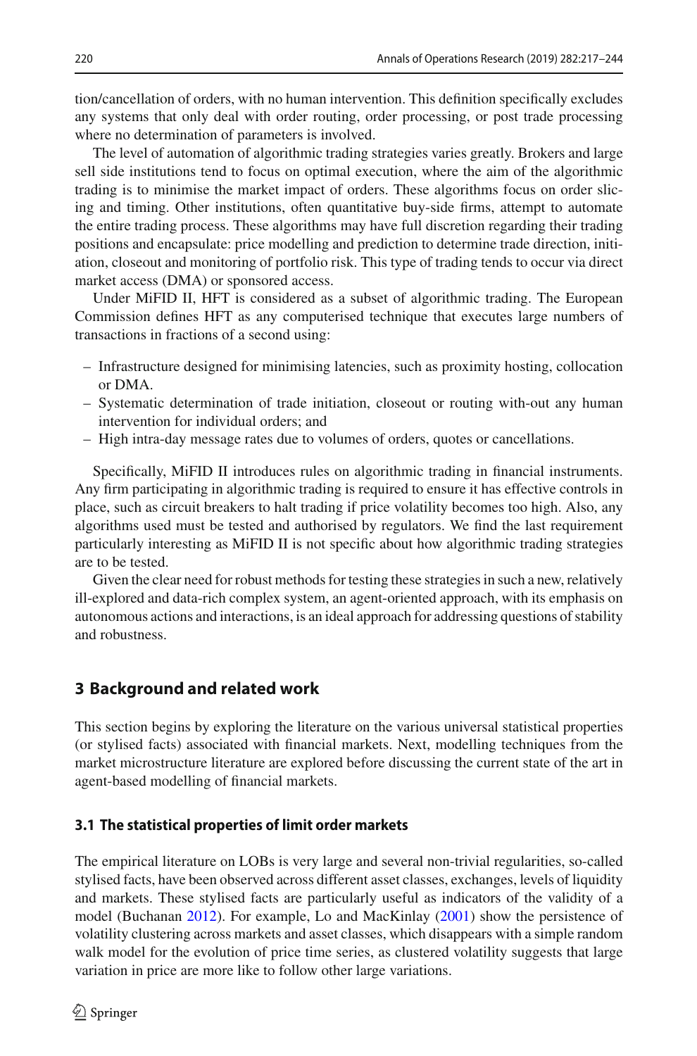tion/cancellation of orders, with no human intervention. This definition specifically excludes any systems that only deal with order routing, order processing, or post trade processing where no determination of parameters is involved.

The level of automation of algorithmic trading strategies varies greatly. Brokers and large sell side institutions tend to focus on optimal execution, where the aim of the algorithmic trading is to minimise the market impact of orders. These algorithms focus on order slicing and timing. Other institutions, often quantitative buy-side firms, attempt to automate the entire trading process. These algorithms may have full discretion regarding their trading positions and encapsulate: price modelling and prediction to determine trade direction, initiation, closeout and monitoring of portfolio risk. This type of trading tends to occur via direct market access (DMA) or sponsored access.

Under MiFID II, HFT is considered as a subset of algorithmic trading. The European Commission defines HFT as any computerised technique that executes large numbers of transactions in fractions of a second using:

– Infrastructure designed for minimising latencies, such as proximity hosting, collocation or DMA.
– Systematic determination of trade initiation, closeout or routing with-out any human intervention for individual orders; and
– High intra-day message rates due to volumes of orders, quotes or cancellations.

Specifically, MiFID II introduces rules on algorithmic trading in financial instruments. Any firm participating in algorithmic trading is required to ensure it has effective controls in place, such as circuit breakers to halt trading if price volatility becomes too high. Also, any algorithms used must be tested and authorised by regulators. We find the last requirement particularly interesting as MiFID II is not specific about how algorithmic trading strategies are to be tested.

Given the clear need for robust methods for testing these strategies in such a new, relatively ill-explored and data-rich complex system, an agent-oriented approach, with its emphasis on autonomous actions and interactions, is an ideal approach for addressing questions of stability and robustness.

## 3 Background and related work

This section begins by exploring the literature on the various universal statistical properties (or stylised facts) associated with financial markets. Next, modelling techniques from the market microstructure literature are explored before discussing the current state of the art in agent-based modelling of financial markets.

### 3.1 The statistical properties of limit order markets

The empirical literature on LOBs is very large and several non-trivial regularities, so-called stylised facts, have been observed across different asset classes, exchanges, levels of liquidity and markets. These stylised facts are particularly useful as indicators of the validity of a model (Buchanan 2012). For example, Lo and MacKinlay (2001) show the persistence of volatility clustering across markets and asset classes, which disappears with a simple random walk model for the evolution of price time series, as clustered volatility suggests that large variation in price are more like to follow other large variations.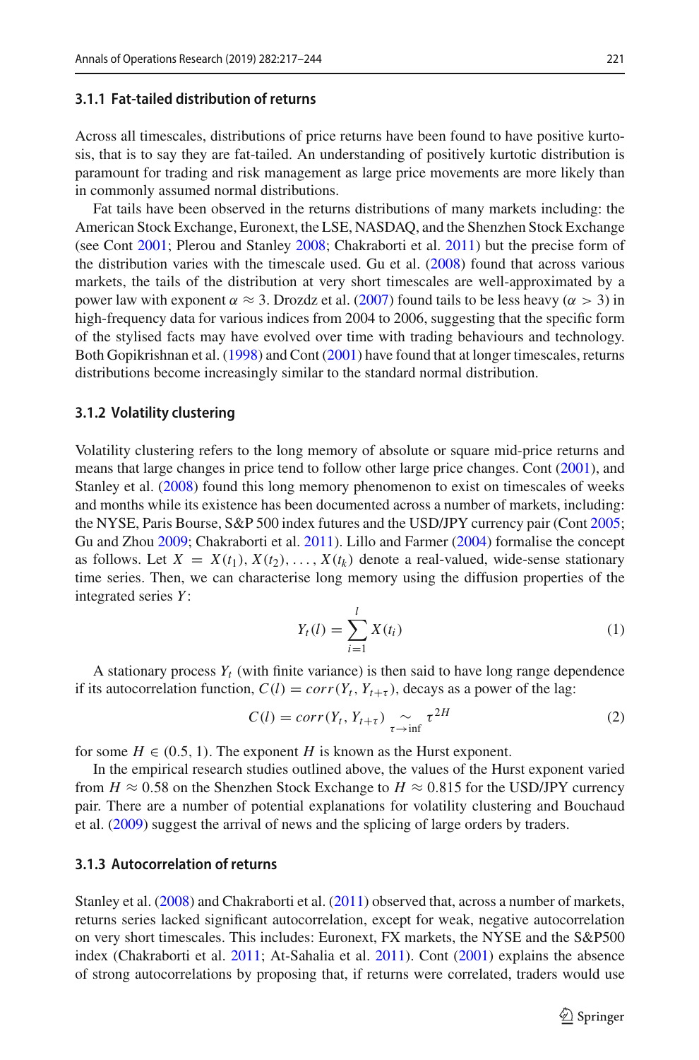#### 3.1.1 Fat-tailed distribution of returns

Across all timescales, distributions of price returns have been found to have positive kurtosis, that is to say they are fat-tailed. An understanding of positively kurtotic distribution is paramount for trading and risk management as large price movements are more likely than in commonly assumed normal distributions.

Fat tails have been observed in the returns distributions of many markets including: the American Stock Exchange, Euronext, the LSE, NASDAQ, and the Shenzhen Stock Exchange (see Cont 2001; Plerou and Stanley 2008; Chakraborti et al. 2011) but the precise form of the distribution varies with the timescale used. Gu et al. (2008) found that across various markets, the tails of the distribution at very short timescales are well-approximated by a power law with exponent $\alpha \approx 3$. Drozdz et al. (2007) found tails to be less heavy ($\alpha > 3$) in high-frequency data for various indices from 2004 to 2006, suggesting that the specific form of the stylised facts may have evolved over time with trading behaviours and technology. Both Gopikrishnan et al. (1998) and Cont (2001) have found that at longer timescales, returns distributions become increasingly similar to the standard normal distribution.

#### 3.1.2 Volatility clustering

Volatility clustering refers to the long memory of absolute or square mid-price returns and means that large changes in price tend to follow other large price changes. Cont (2001), and Stanley et al. (2008) found this long memory phenomenon to exist on timescales of weeks and months while its existence has been documented across a number of markets, including: the NYSE, Paris Bourse, S&P 500 index futures and the USD/JPY currency pair (Cont 2005; Gu and Zhou 2009; Chakraborti et al. 2011). Lillo and Farmer (2004) formalise the concept as follows. Let $X = X(t_1), X(t_2), \ldots, X(t_k)$ denote a real-valued, wide-sense stationary time series. Then, we can characterise long memory using the diffusion properties of the integrated series $Y$:

$$Y_t(l) = \sum_{i=1}^{l} X(t_i) \tag{1}$$

A stationary process $Y_t$ (with finite variance) is then said to have long range dependence if its autocorrelation function, $C(l) = corr(Y_t, Y_{t+\tau})$, decays as a power of the lag:

$$C(l) = corr(Y_t, Y_{t+\tau}) \underset{\tau \to \inf}{\sim} \tau^{2H} \tag{2}$$

for some $H \in (0.5, 1)$. The exponent $H$ is known as the Hurst exponent.

In the empirical research studies outlined above, the values of the Hurst exponent varied from $H \approx 0.58$ on the Shenzhen Stock Exchange to $H \approx 0.815$ for the USD/JPY currency pair. There are a number of potential explanations for volatility clustering and Bouchaud et al. (2009) suggest the arrival of news and the splicing of large orders by traders.

#### 3.1.3 Autocorrelation of returns

Stanley et al. (2008) and Chakraborti et al. (2011) observed that, across a number of markets, returns series lacked significant autocorrelation, except for weak, negative autocorrelation on very short timescales. This includes: Euronext, FX markets, the NYSE and the S&P500 index (Chakraborti et al. 2011; At-Sahalia et al. 2011). Cont (2001) explains the absence of strong autocorrelations by proposing that, if returns were correlated, traders would use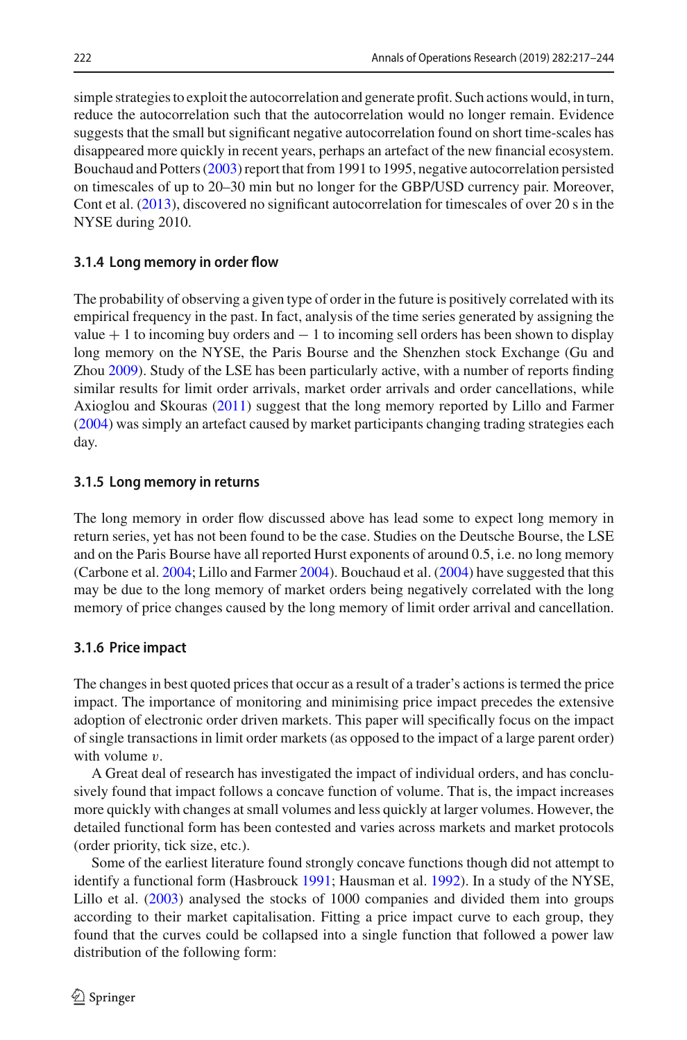simple strategies to exploit the autocorrelation and generate profit. Such actions would, in turn, reduce the autocorrelation such that the autocorrelation would no longer remain. Evidence suggests that the small but significant negative autocorrelation found on short time-scales has disappeared more quickly in recent years, perhaps an artefact of the new financial ecosystem. Bouchaud and Potters (2003) report that from 1991 to 1995, negative autocorrelation persisted on timescales of up to 20–30 min but no longer for the GBP/USD currency pair. Moreover, Cont et al. (2013), discovered no significant autocorrelation for timescales of over 20 s in the NYSE during 2010.

### 3.1.4 Long memory in order flow

The probability of observing a given type of order in the future is positively correlated with its empirical frequency in the past. In fact, analysis of the time series generated by assigning the value $+1$ to incoming buy orders and $-1$ to incoming sell orders has been shown to display long memory on the NYSE, the Paris Bourse and the Shenzhen stock Exchange (Gu and Zhou 2009). Study of the LSE has been particularly active, with a number of reports finding similar results for limit order arrivals, market order arrivals and order cancellations, while Axioglou and Skouras (2011) suggest that the long memory reported by Lillo and Farmer (2004) was simply an artefact caused by market participants changing trading strategies each day.

### 3.1.5 Long memory in returns

The long memory in order flow discussed above has lead some to expect long memory in return series, yet has not been found to be the case. Studies on the Deutsche Bourse, the LSE and on the Paris Bourse have all reported Hurst exponents of around 0.5, i.e. no long memory (Carbone et al. 2004; Lillo and Farmer 2004). Bouchaud et al. (2004) have suggested that this may be due to the long memory of market orders being negatively correlated with the long memory of price changes caused by the long memory of limit order arrival and cancellation.

### 3.1.6 Price impact

The changes in best quoted prices that occur as a result of a trader's actions is termed the price impact. The importance of monitoring and minimising price impact precedes the extensive adoption of electronic order driven markets. This paper will specifically focus on the impact of single transactions in limit order markets (as opposed to the impact of a large parent order) with volume $v$.

A Great deal of research has investigated the impact of individual orders, and has conclusively found that impact follows a concave function of volume. That is, the impact increases more quickly with changes at small volumes and less quickly at larger volumes. However, the detailed functional form has been contested and varies across markets and market protocols (order priority, tick size, etc.).

Some of the earliest literature found strongly concave functions though did not attempt to identify a functional form (Hasbrouck 1991; Hausman et al. 1992). In a study of the NYSE, Lillo et al. (2003) analysed the stocks of 1000 companies and divided them into groups according to their market capitalisation. Fitting a price impact curve to each group, they found that the curves could be collapsed into a single function that followed a power law distribution of the following form: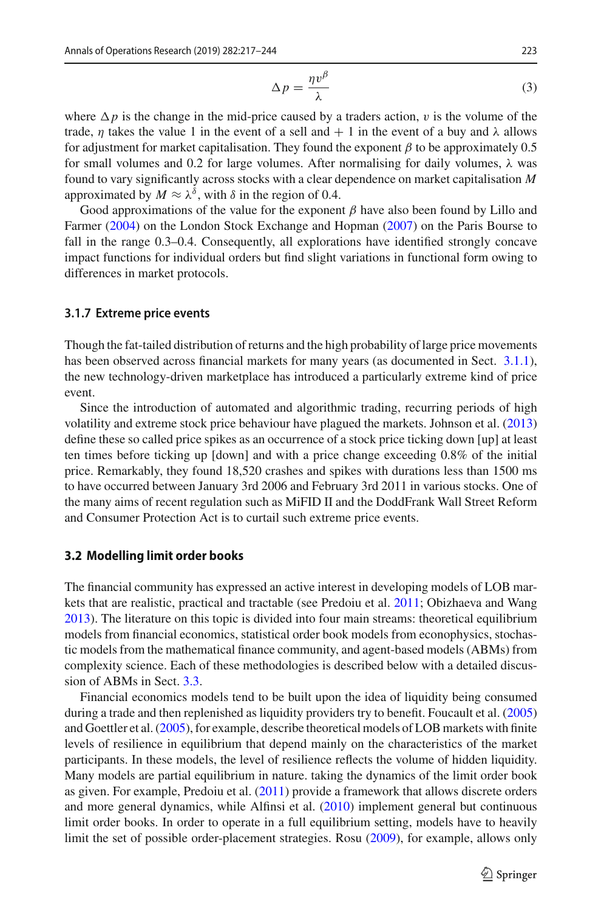$$\Delta p = \frac{\eta v^{\beta}}{\lambda} \tag{3}$$

where $\Delta p$ is the change in the mid-price caused by a traders action, $v$ is the volume of the trade, $\eta$ takes the value 1 in the event of a sell and + 1 in the event of a buy and $\lambda$ allows for adjustment for market capitalisation. They found the exponent $\beta$ to be approximately 0.5 for small volumes and 0.2 for large volumes. After normalising for daily volumes, $\lambda$ was found to vary significantly across stocks with a clear dependence on market capitalisation $M$ approximated by $M \approx \lambda^{\delta}$, with $\delta$ in the region of 0.4.

Good approximations of the value for the exponent $\beta$ have also been found by Lillo and Farmer (2004) on the London Stock Exchange and Hopman (2007) on the Paris Bourse to fall in the range 0.3–0.4. Consequently, all explorations have identified strongly concave impact functions for individual orders but find slight variations in functional form owing to differences in market protocols.

#### 3.1.7 Extreme price events

Though the fat-tailed distribution of returns and the high probability of large price movements has been observed across financial markets for many years (as documented in Sect. 3.1.1), the new technology-driven marketplace has introduced a particularly extreme kind of price event.

Since the introduction of automated and algorithmic trading, recurring periods of high volatility and extreme stock price behaviour have plagued the markets. Johnson et al. (2013) define these so called price spikes as an occurrence of a stock price ticking down [up] at least ten times before ticking up [down] and with a price change exceeding 0.8% of the initial price. Remarkably, they found 18,520 crashes and spikes with durations less than 1500 ms to have occurred between January 3rd 2006 and February 3rd 2011 in various stocks. One of the many aims of recent regulation such as MiFID II and the DoddFrank Wall Street Reform and Consumer Protection Act is to curtail such extreme price events.

### 3.2 Modelling limit order books

The financial community has expressed an active interest in developing models of LOB markets that are realistic, practical and tractable (see Predoiu et al. 2011; Obizhaeva and Wang 2013). The literature on this topic is divided into four main streams: theoretical equilibrium models from financial economics, statistical order book models from econophysics, stochastic models from the mathematical finance community, and agent-based models (ABMs) from complexity science. Each of these methodologies is described below with a detailed discussion of ABMs in Sect. 3.3.

Financial economics models tend to be built upon the idea of liquidity being consumed during a trade and then replenished as liquidity providers try to benefit. Foucault et al. (2005) and Goettler et al. (2005), for example, describe theoretical models of LOB markets with finite levels of resilience in equilibrium that depend mainly on the characteristics of the market participants. In these models, the level of resilience reflects the volume of hidden liquidity. Many models are partial equilibrium in nature. taking the dynamics of the limit order book as given. For example, Predoiu et al. (2011) provide a framework that allows discrete orders and more general dynamics, while Alfinsi et al. (2010) implement general but continuous limit order books. In order to operate in a full equilibrium setting, models have to heavily limit the set of possible order-placement strategies. Rosu (2009), for example, allows only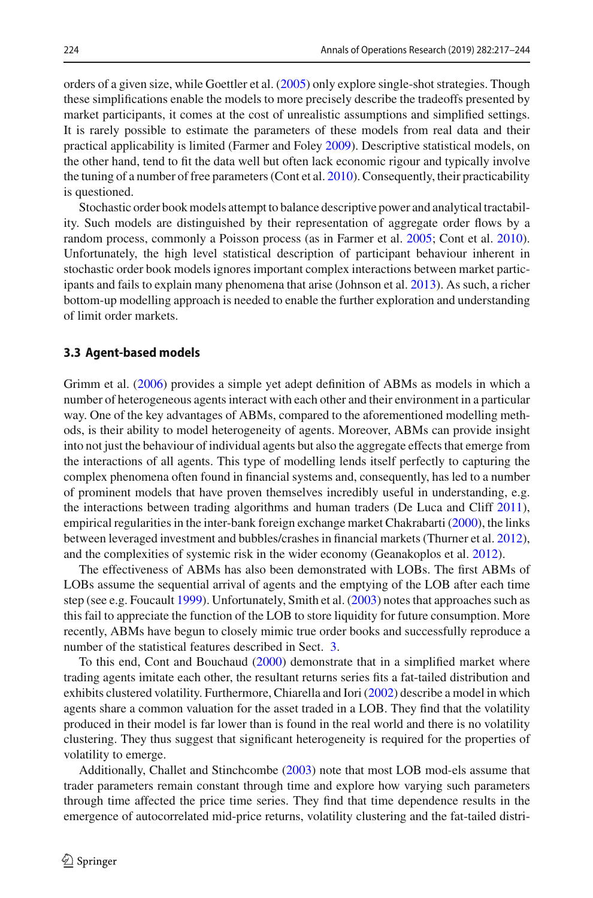orders of a given size, while Goettler et al. (2005) only explore single-shot strategies. Though these simplifications enable the models to more precisely describe the tradeoffs presented by market participants, it comes at the cost of unrealistic assumptions and simplified settings. It is rarely possible to estimate the parameters of these models from real data and their practical applicability is limited (Farmer and Foley 2009). Descriptive statistical models, on the other hand, tend to fit the data well but often lack economic rigour and typically involve the tuning of a number of free parameters (Cont et al. 2010). Consequently, their practicability is questioned.

Stochastic order book models attempt to balance descriptive power and analytical tractability. Such models are distinguished by their representation of aggregate order flows by a random process, commonly a Poisson process (as in Farmer et al. 2005; Cont et al. 2010). Unfortunately, the high level statistical description of participant behaviour inherent in stochastic order book models ignores important complex interactions between market participants and fails to explain many phenomena that arise (Johnson et al. 2013). As such, a richer bottom-up modelling approach is needed to enable the further exploration and understanding of limit order markets.

### 3.3 Agent-based models

Grimm et al. (2006) provides a simple yet adept definition of ABMs as models in which a number of heterogeneous agents interact with each other and their environment in a particular way. One of the key advantages of ABMs, compared to the aforementioned modelling methods, is their ability to model heterogeneity of agents. Moreover, ABMs can provide insight into not just the behaviour of individual agents but also the aggregate effects that emerge from the interactions of all agents. This type of modelling lends itself perfectly to capturing the complex phenomena often found in financial systems and, consequently, has led to a number of prominent models that have proven themselves incredibly useful in understanding, e.g. the interactions between trading algorithms and human traders (De Luca and Cliff 2011), empirical regularities in the inter-bank foreign exchange market Chakrabarti (2000), the links between leveraged investment and bubbles/crashes in financial markets (Thurner et al. 2012), and the complexities of systemic risk in the wider economy (Geanakoplos et al. 2012).

The effectiveness of ABMs has also been demonstrated with LOBs. The first ABMs of LOBs assume the sequential arrival of agents and the emptying of the LOB after each time step (see e.g. Foucault 1999). Unfortunately, Smith et al. (2003) notes that approaches such as this fail to appreciate the function of the LOB to store liquidity for future consumption. More recently, ABMs have begun to closely mimic true order books and successfully reproduce a number of the statistical features described in Sect. 3.

To this end, Cont and Bouchaud (2000) demonstrate that in a simplified market where trading agents imitate each other, the resultant returns series fits a fat-tailed distribution and exhibits clustered volatility. Furthermore, Chiarella and Iori (2002) describe a model in which agents share a common valuation for the asset traded in a LOB. They find that the volatility produced in their model is far lower than is found in the real world and there is no volatility clustering. They thus suggest that significant heterogeneity is required for the properties of volatility to emerge.

Additionally, Challet and Stinchcombe (2003) note that most LOB mod-els assume that trader parameters remain constant through time and explore how varying such parameters through time affected the price time series. They find that time dependence results in the emergence of autocorrelated mid-price returns, volatility clustering and the fat-tailed distri-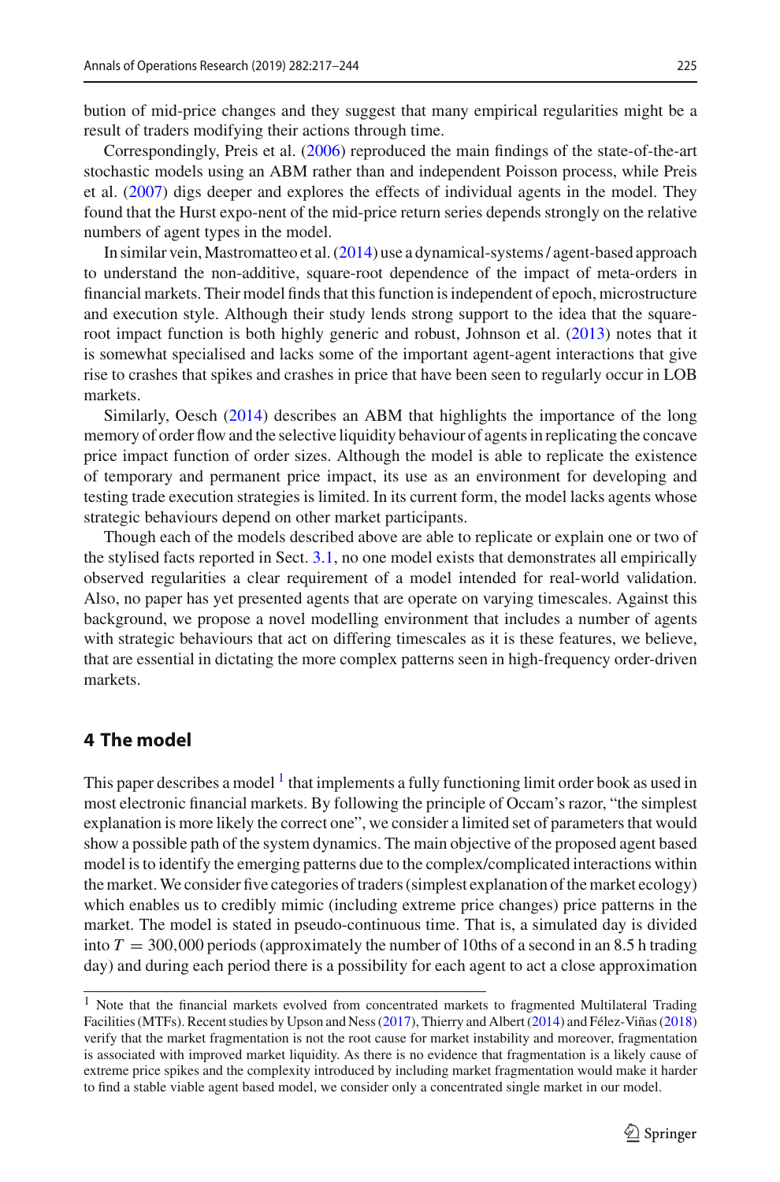bution of mid-price changes and they suggest that many empirical regularities might be a result of traders modifying their actions through time.

Correspondingly, Preis et al. (2006) reproduced the main findings of the state-of-the-art stochastic models using an ABM rather than and independent Poisson process, while Preis et al. (2007) digs deeper and explores the effects of individual agents in the model. They found that the Hurst expo-nent of the mid-price return series depends strongly on the relative numbers of agent types in the model.

In similar vein, Mastromatteo et al. (2014) use a dynamical-systems / agent-based approach to understand the non-additive, square-root dependence of the impact of meta-orders in financial markets. Their model finds that this function is independent of epoch, microstructure and execution style. Although their study lends strong support to the idea that the square-root impact function is both highly generic and robust, Johnson et al. (2013) notes that it is somewhat specialised and lacks some of the important agent-agent interactions that give rise to crashes that spikes and crashes in price that have been seen to regularly occur in LOB markets.

Similarly, Oesch (2014) describes an ABM that highlights the importance of the long memory of order flow and the selective liquidity behaviour of agents in replicating the concave price impact function of order sizes. Although the model is able to replicate the existence of temporary and permanent price impact, its use as an environment for developing and testing trade execution strategies is limited. In its current form, the model lacks agents whose strategic behaviours depend on other market participants.

Though each of the models described above are able to replicate or explain one or two of the stylised facts reported in Sect. 3.1, no one model exists that demonstrates all empirically observed regularities a clear requirement of a model intended for real-world validation. Also, no paper has yet presented agents that are operate on varying timescales. Against this background, we propose a novel modelling environment that includes a number of agents with strategic behaviours that act on differing timescales as it is these features, we believe, that are essential in dictating the more complex patterns seen in high-frequency order-driven markets.

## 4 The model

This paper describes a model [1] that implements a fully functioning limit order book as used in most electronic financial markets. By following the principle of Occam's razor, "the simplest explanation is more likely the correct one", we consider a limited set of parameters that would show a possible path of the system dynamics. The main objective of the proposed agent based model is to identify the emerging patterns due to the complex/complicated interactions within the market. We consider five categories of traders (simplest explanation of the market ecology) which enables us to credibly mimic (including extreme price changes) price patterns in the market. The model is stated in pseudo-continuous time. That is, a simulated day is divided into $T = 300{,}000$ periods (approximately the number of 10ths of a second in an 8.5 h trading day) and during each period there is a possibility for each agent to act a close approximation

[1] Note that the financial markets evolved from concentrated markets to fragmented Multilateral Trading Facilities (MTFs). Recent studies by Upson and Ness (2017), Thierry and Albert (2014) and Félez-Viñas (2018) verify that the market fragmentation is not the root cause for market instability and moreover, fragmentation is associated with improved market liquidity. As there is no evidence that fragmentation is a likely cause of extreme price spikes and the complexity introduced by including market fragmentation would make it harder to find a stable viable agent based model, we consider only a concentrated single market in our model.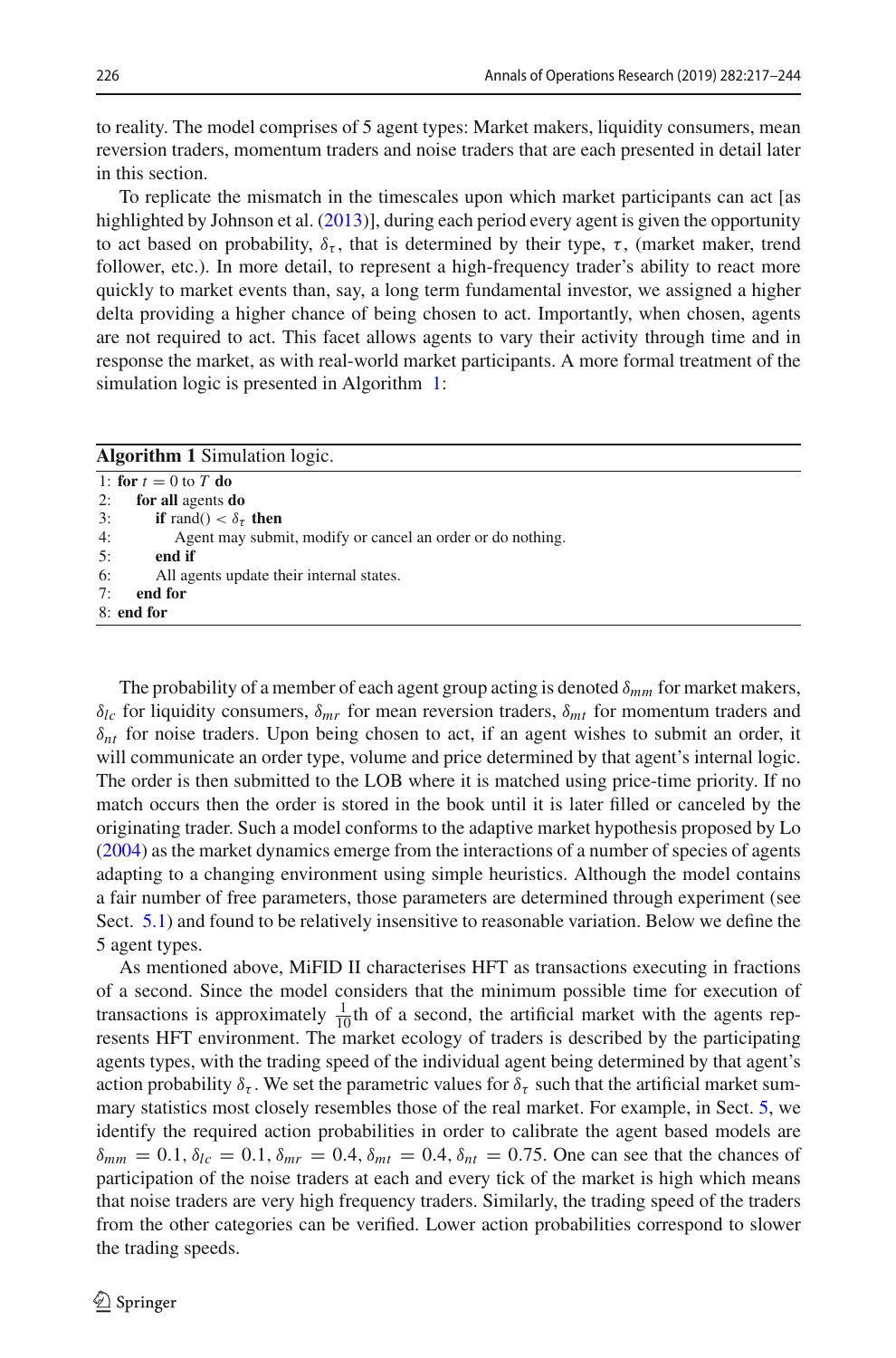to reality. The model comprises of 5 agent types: Market makers, liquidity consumers, mean reversion traders, momentum traders and noise traders that are each presented in detail later in this section.

To replicate the mismatch in the timescales upon which market participants can act [as highlighted by Johnson et al. (2013)], during each period every agent is given the opportunity to act based on probability, $\delta_\tau$, that is determined by their type, $\tau$, (market maker, trend follower, etc.). In more detail, to represent a high-frequency trader's ability to react more quickly to market events than, say, a long term fundamental investor, we assigned a higher delta providing a higher chance of being chosen to act. Importantly, when chosen, agents are not required to act. This facet allows agents to vary their activity through time and in response the market, as with real-world market participants. A more formal treatment of the simulation logic is presented in Algorithm 1:

**Algorithm 1** Simulation logic.

```
1: for t = 0 to T do
2:    for all agents do
3:       if rand() < δ_τ then
4:          Agent may submit, modify or cancel an order or do nothing.
5:       end if
6:       All agents update their internal states.
7:    end for
8: end for
```

The probability of a member of each agent group acting is denoted $\delta_{mm}$ for market makers, $\delta_{lc}$ for liquidity consumers, $\delta_{mr}$ for mean reversion traders, $\delta_{mt}$ for momentum traders and $\delta_{nt}$ for noise traders. Upon being chosen to act, if an agent wishes to submit an order, it will communicate an order type, volume and price determined by that agent's internal logic. The order is then submitted to the LOB where it is matched using price-time priority. If no match occurs then the order is stored in the book until it is later filled or canceled by the originating trader. Such a model conforms to the adaptive market hypothesis proposed by Lo (2004) as the market dynamics emerge from the interactions of a number of species of agents adapting to a changing environment using simple heuristics. Although the model contains a fair number of free parameters, those parameters are determined through experiment (see Sect. 5.1) and found to be relatively insensitive to reasonable variation. Below we define the 5 agent types.

As mentioned above, MiFID II characterises HFT as transactions executing in fractions of a second. Since the model considers that the minimum possible time for execution of transactions is approximately $\frac{1}{10}$th of a second, the artificial market with the agents represents HFT environment. The market ecology of traders is described by the participating agents types, with the trading speed of the individual agent being determined by that agent's action probability $\delta_\tau$. We set the parametric values for $\delta_\tau$ such that the artificial market summary statistics most closely resembles those of the real market. For example, in Sect. 5, we identify the required action probabilities in order to calibrate the agent based models are $\delta_{mm} = 0.1$, $\delta_{lc} = 0.1$, $\delta_{mr} = 0.4$, $\delta_{mt} = 0.4$, $\delta_{nt} = 0.75$. One can see that the chances of participation of the noise traders at each and every tick of the market is high which means that noise traders are very high frequency traders. Similarly, the trading speed of the traders from the other categories can be verified. Lower action probabilities correspond to slower the trading speeds.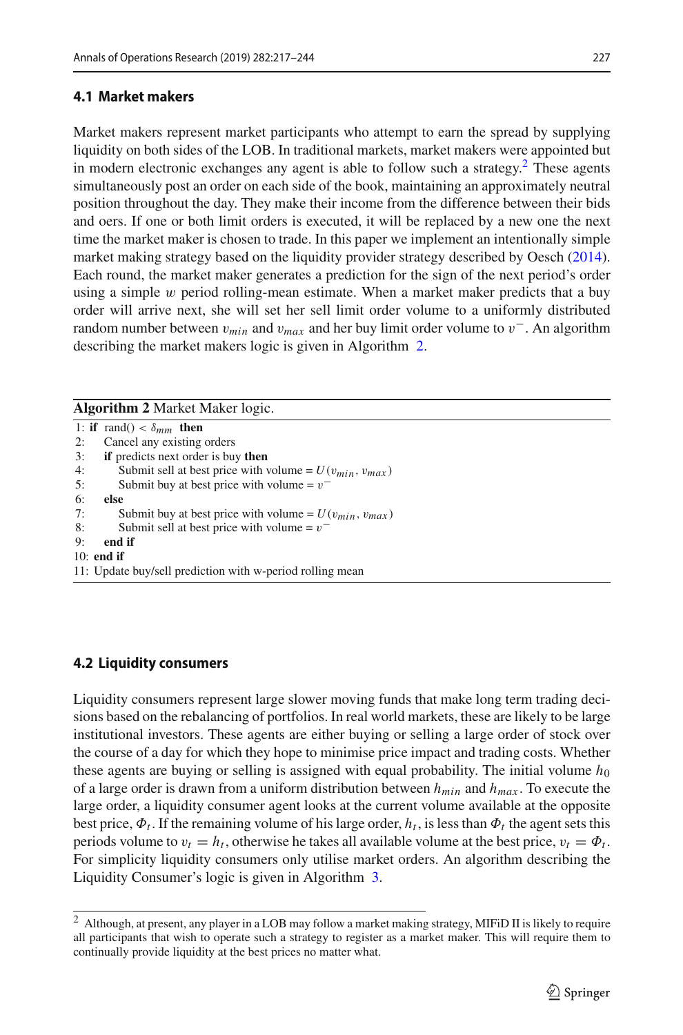### 4.1 Market makers

Market makers represent market participants who attempt to earn the spread by supplying liquidity on both sides of the LOB. In traditional markets, market makers were appointed but in modern electronic exchanges any agent is able to follow such a strategy.[2] These agents simultaneously post an order on each side of the book, maintaining an approximately neutral position throughout the day. They make their income from the difference between their bids and oers. If one or both limit orders is executed, it will be replaced by a new one the next time the market maker is chosen to trade. In this paper we implement an intentionally simple market making strategy based on the liquidity provider strategy described by Oesch (2014). Each round, the market maker generates a prediction for the sign of the next period's order using a simple $w$ period rolling-mean estimate. When a market maker predicts that a buy order will arrive next, she will set her sell limit order volume to a uniformly distributed random number between $v_{min}$ and $v_{max}$ and her buy limit order volume to $v^{-}$. An algorithm describing the market makers logic is given in Algorithm 2.

**Algorithm 2** Market Maker logic.

```
1: if rand() < δ_mm then
2:     Cancel any existing orders
3:     if predicts next order is buy then
4:         Submit sell at best price with volume = U(v_min, v_max)
5:         Submit buy at best price with volume = v^-
6:     else
7:         Submit buy at best price with volume = U(v_min, v_max)
8:         Submit sell at best price with volume = v^-
9:     end if
10: end if
11: Update buy/sell prediction with w-period rolling mean
```

### 4.2 Liquidity consumers

Liquidity consumers represent large slower moving funds that make long term trading decisions based on the rebalancing of portfolios. In real world markets, these are likely to be large institutional investors. These agents are either buying or selling a large order of stock over the course of a day for which they hope to minimise price impact and trading costs. Whether these agents are buying or selling is assigned with equal probability. The initial volume $h_0$ of a large order is drawn from a uniform distribution between $h_{min}$ and $h_{max}$. To execute the large order, a liquidity consumer agent looks at the current volume available at the opposite best price, $\Phi_t$. If the remaining volume of his large order, $h_t$, is less than $\Phi_t$ the agent sets this periods volume to $v_t = h_t$, otherwise he takes all available volume at the best price, $v_t = \Phi_t$. For simplicity liquidity consumers only utilise market orders. An algorithm describing the Liquidity Consumer's logic is given in Algorithm 3.

[2] Although, at present, any player in a LOB may follow a market making strategy, MIFiD II is likely to require all participants that wish to operate such a strategy to register as a market maker. This will require them to continually provide liquidity at the best prices no matter what.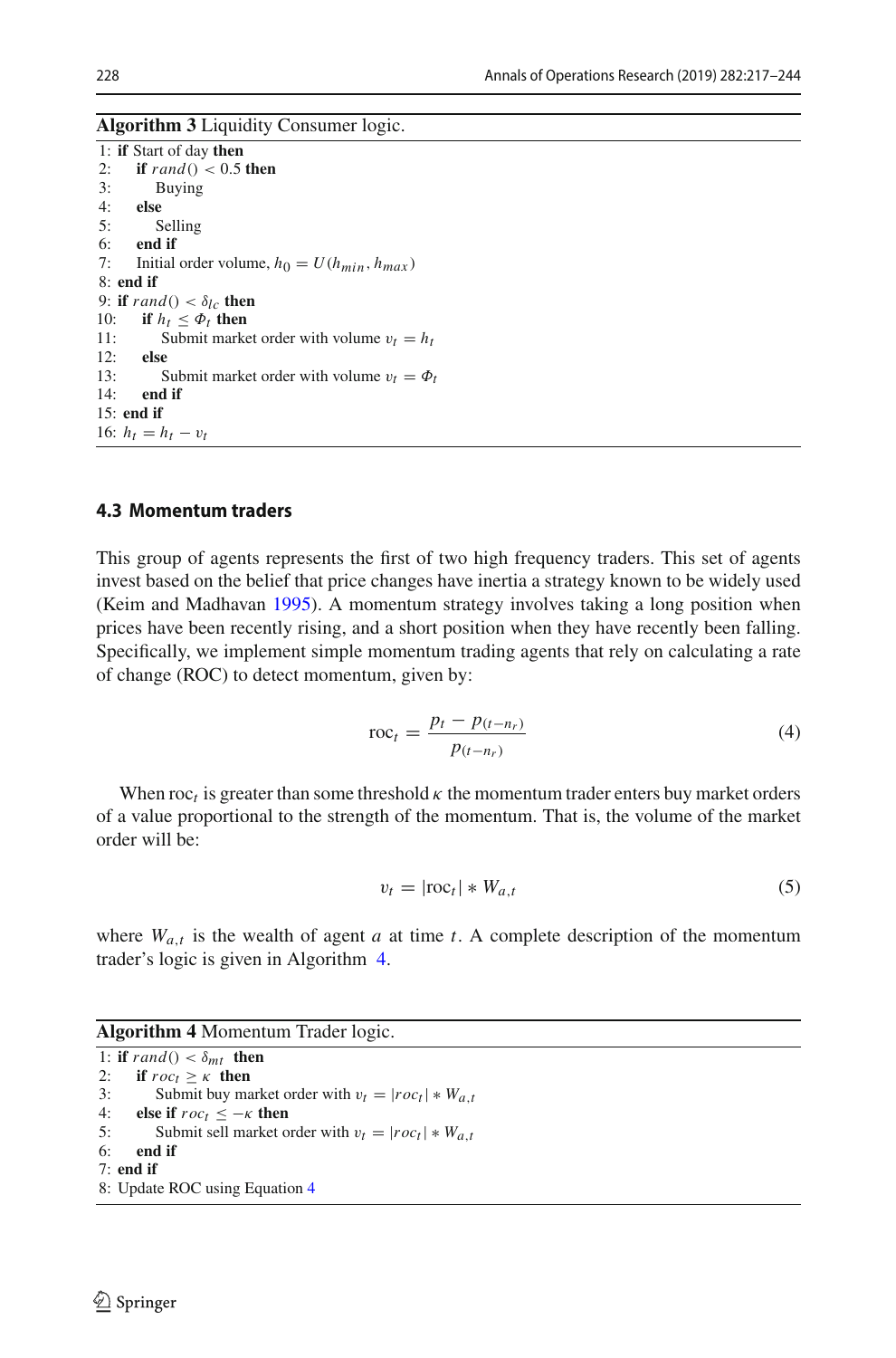**Algorithm 3** Liquidity Consumer logic.

```
1: if Start of day then
2:     if rand() < 0.5 then
3:         Buying
4:     else
5:         Selling
6:     end if
7:     Initial order volume, h_0 = U(h_min, h_max)
8: end if
9: if rand() < δ_lc then
10:    if h_t ≤ Φ_t then
11:        Submit market order with volume v_t = h_t
12:    else
13:        Submit market order with volume v_t = Φ_t
14:    end if
15: end if
16: h_t = h_t − v_t
```

### 4.3 Momentum traders

This group of agents represents the first of two high frequency traders. This set of agents invest based on the belief that price changes have inertia a strategy known to be widely used (Keim and Madhavan 1995). A momentum strategy involves taking a long position when prices have been recently rising, and a short position when they have recently been falling. Specifically, we implement simple momentum trading agents that rely on calculating a rate of change (ROC) to detect momentum, given by:

$$\text{roc}_t = \frac{p_t - p_{(t-n_r)}}{p_{(t-n_r)}} \tag{4}$$

When $\text{roc}_t$ is greater than some threshold $\kappa$ the momentum trader enters buy market orders of a value proportional to the strength of the momentum. That is, the volume of the market order will be:

$$v_t = |\text{roc}_t| * W_{a,t} \tag{5}$$

where $W_{a,t}$ is the wealth of agent $a$ at time $t$. A complete description of the momentum trader's logic is given in Algorithm 4.

**Algorithm 4** Momentum Trader logic.

```
1: if rand() < δ_mt then
2:     if roc_t ≥ κ then
3:         Submit buy market order with v_t = |roc_t| * W_{a,t}
4:     else if roc_t ≤ −κ then
5:         Submit sell market order with v_t = |roc_t| * W_{a,t}
6:     end if
7: end if
8: Update ROC using Equation 4
```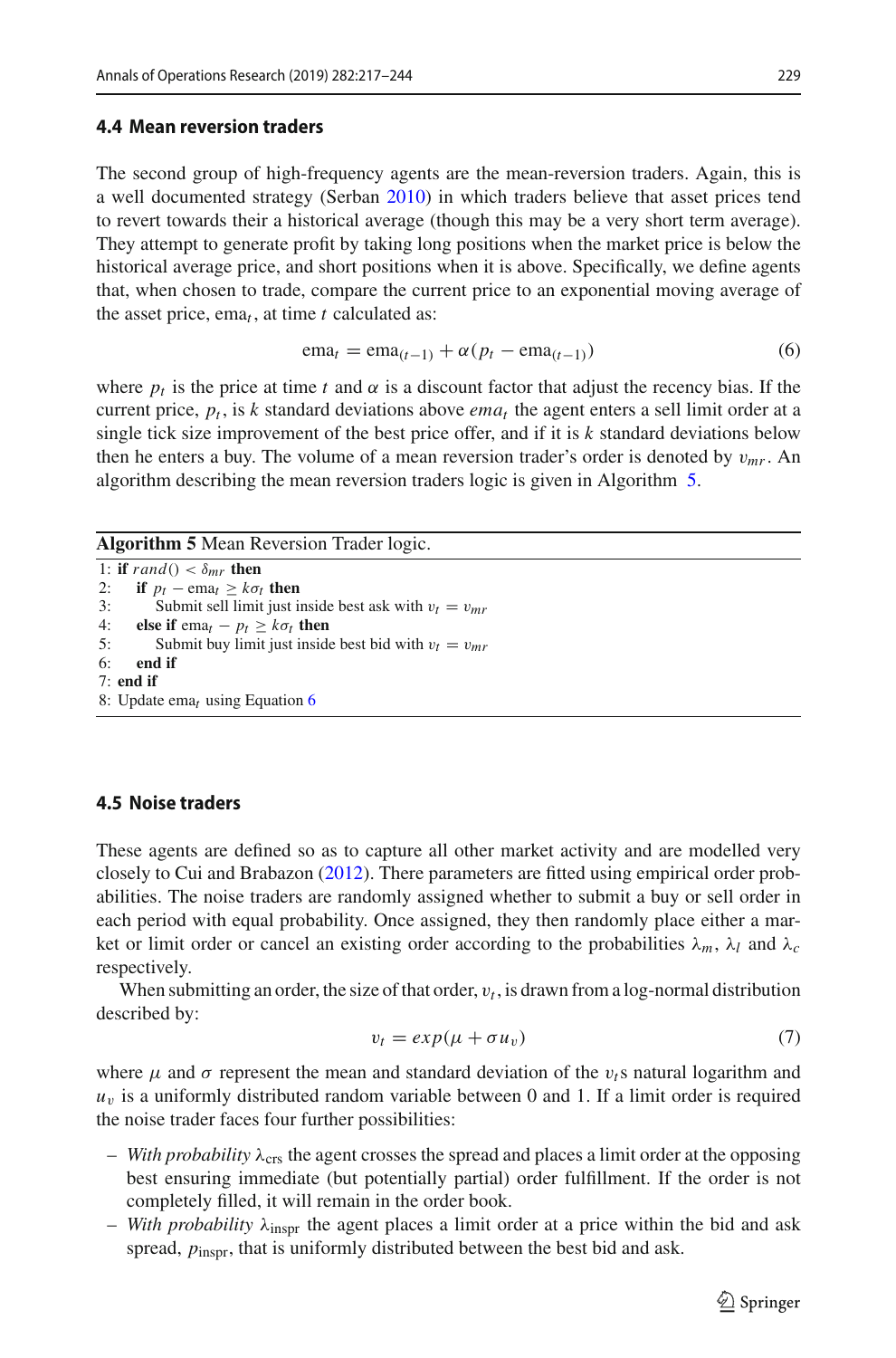### 4.4 Mean reversion traders

The second group of high-frequency agents are the mean-reversion traders. Again, this is a well documented strategy (Serban 2010) in which traders believe that asset prices tend to revert towards their a historical average (though this may be a very short term average). They attempt to generate profit by taking long positions when the market price is below the historical average price, and short positions when it is above. Specifically, we define agents that, when chosen to trade, compare the current price to an exponential moving average of the asset price, $\text{ema}_t$, at time $t$ calculated as:

$$\text{ema}_t = \text{ema}_{(t-1)} + \alpha(p_t - \text{ema}_{(t-1)}) \tag{6}$$

where $p_t$ is the price at time $t$ and $\alpha$ is a discount factor that adjust the recency bias. If the current price, $p_t$, is $k$ standard deviations above $ema_t$ the agent enters a sell limit order at a single tick size improvement of the best price offer, and if it is $k$ standard deviations below then he enters a buy. The volume of a mean reversion trader's order is denoted by $v_{mr}$. An algorithm describing the mean reversion traders logic is given in Algorithm 5.

**Algorithm 5** Mean Reversion Trader logic.

```
1: if rand() < δ_mr then
2:    if p_t − ema_t ≥ kσ_t then
3:       Submit sell limit just inside best ask with v_t = v_mr
4:    else if ema_t − p_t ≥ kσ_t then
5:       Submit buy limit just inside best bid with v_t = v_mr
6:    end if
7: end if
8: Update ema_t using Equation 6
```

### 4.5 Noise traders

These agents are defined so as to capture all other market activity and are modelled very closely to Cui and Brabazon (2012). There parameters are fitted using empirical order probabilities. The noise traders are randomly assigned whether to submit a buy or sell order in each period with equal probability. Once assigned, they then randomly place either a market or limit order or cancel an existing order according to the probabilities $\lambda_m$, $\lambda_l$ and $\lambda_c$ respectively.

When submitting an order, the size of that order, $v_t$, is drawn from a log-normal distribution described by:

$$v_t = exp(\mu + \sigma u_v) \tag{7}$$

where $\mu$ and $\sigma$ represent the mean and standard deviation of the $v_t$s natural logarithm and $u_v$ is a uniformly distributed random variable between 0 and 1. If a limit order is required the noise trader faces four further possibilities:

- *With probability* $\lambda_{\text{crs}}$ the agent crosses the spread and places a limit order at the opposing best ensuring immediate (but potentially partial) order fulfillment. If the order is not completely filled, it will remain in the order book.
- *With probability* $\lambda_{\text{inspr}}$ the agent places a limit order at a price within the bid and ask spread, $p_{\text{inspr}}$, that is uniformly distributed between the best bid and ask.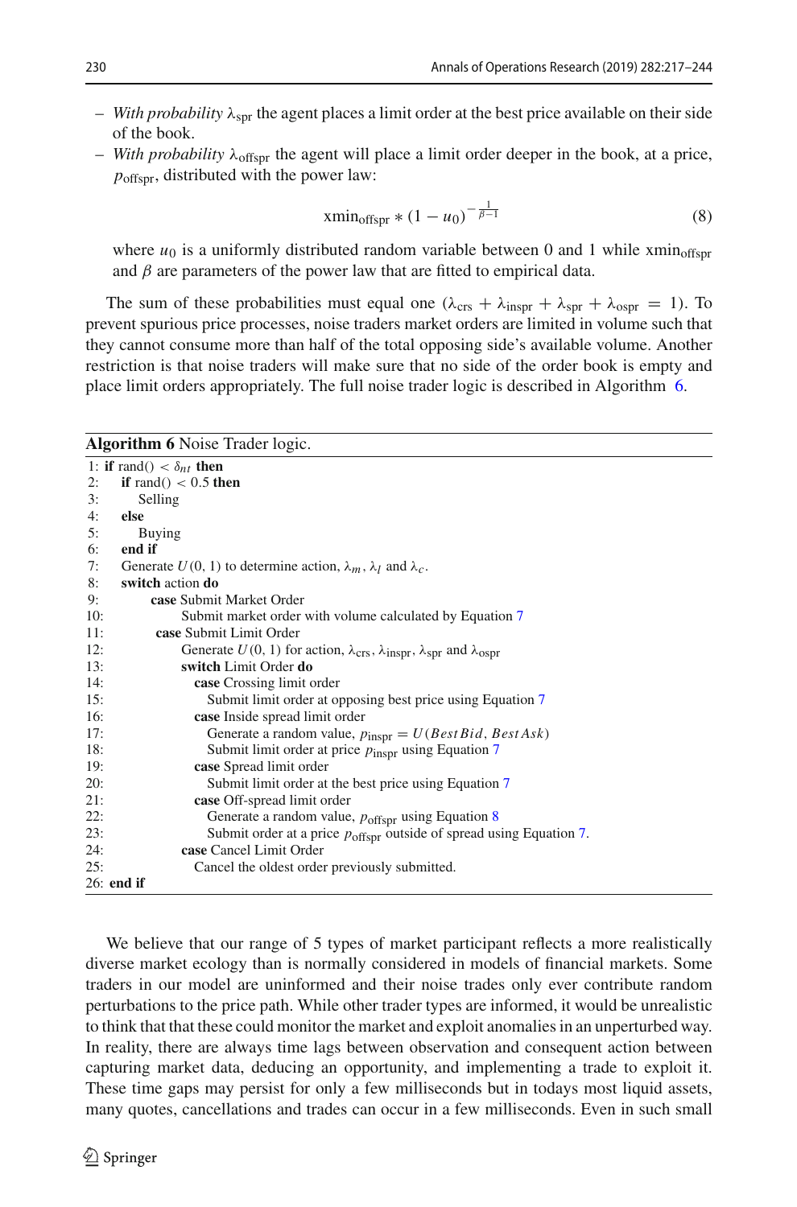- *With probability* $\lambda_{spr}$ the agent places a limit order at the best price available on their side of the book.
- *With probability* $\lambda_{offspr}$ the agent will place a limit order deeper in the book, at a price, $p_{offspr}$, distributed with the power law:

$$\text{xmin}_{offspr} * (1 - u_0)^{-\frac{1}{\beta - 1}} \tag{8}$$

  where $u_0$ is a uniformly distributed random variable between 0 and 1 while $\text{xmin}_{offspr}$ and $\beta$ are parameters of the power law that are fitted to empirical data.

The sum of these probabilities must equal one ($\lambda_{crs} + \lambda_{inspr} + \lambda_{spr} + \lambda_{ospr} = 1$). To prevent spurious price processes, noise traders market orders are limited in volume such that they cannot consume more than half of the total opposing side's available volume. Another restriction is that noise traders will make sure that no side of the order book is empty and place limit orders appropriately. The full noise trader logic is described in Algorithm 6.

**Algorithm 6** Noise Trader logic.

```
1: if rand() < δ_nt then
2:     if rand() < 0.5 then
3:         Selling
4:     else
5:         Buying
6:     end if
7:     Generate U(0, 1) to determine action, λ_m, λ_l and λ_c.
8:     switch action do
9:         case Submit Market Order
10:            Submit market order with volume calculated by Equation 7
11:        case Submit Limit Order
12:            Generate U(0, 1) for action, λ_crs, λ_inspr, λ_spr and λ_ospr
13:            switch Limit Order do
14:                case Crossing limit order
15:                    Submit limit order at opposing best price using Equation 7
16:                case Inside spread limit order
17:                    Generate a random value, p_inspr = U(BestBid, BestAsk)
18:                    Submit limit order at price p_inspr using Equation 7
19:                case Spread limit order
20:                    Submit limit order at the best price using Equation 7
21:                case Off-spread limit order
22:                    Generate a random value, p_offspr using Equation 8
23:                    Submit order at a price p_offspr outside of spread using Equation 7.
24:            case Cancel Limit Order
25:                Cancel the oldest order previously submitted.
26: end if
```

We believe that our range of 5 types of market participant reflects a more realistically diverse market ecology than is normally considered in models of financial markets. Some traders in our model are uninformed and their noise trades only ever contribute random perturbations to the price path. While other trader types are informed, it would be unrealistic to think that that these could monitor the market and exploit anomalies in an unperturbed way. In reality, there are always time lags between observation and consequent action between capturing market data, deducing an opportunity, and implementing a trade to exploit it. These time gaps may persist for only a few milliseconds but in todays most liquid assets, many quotes, cancellations and trades can occur in a few milliseconds. Even in such small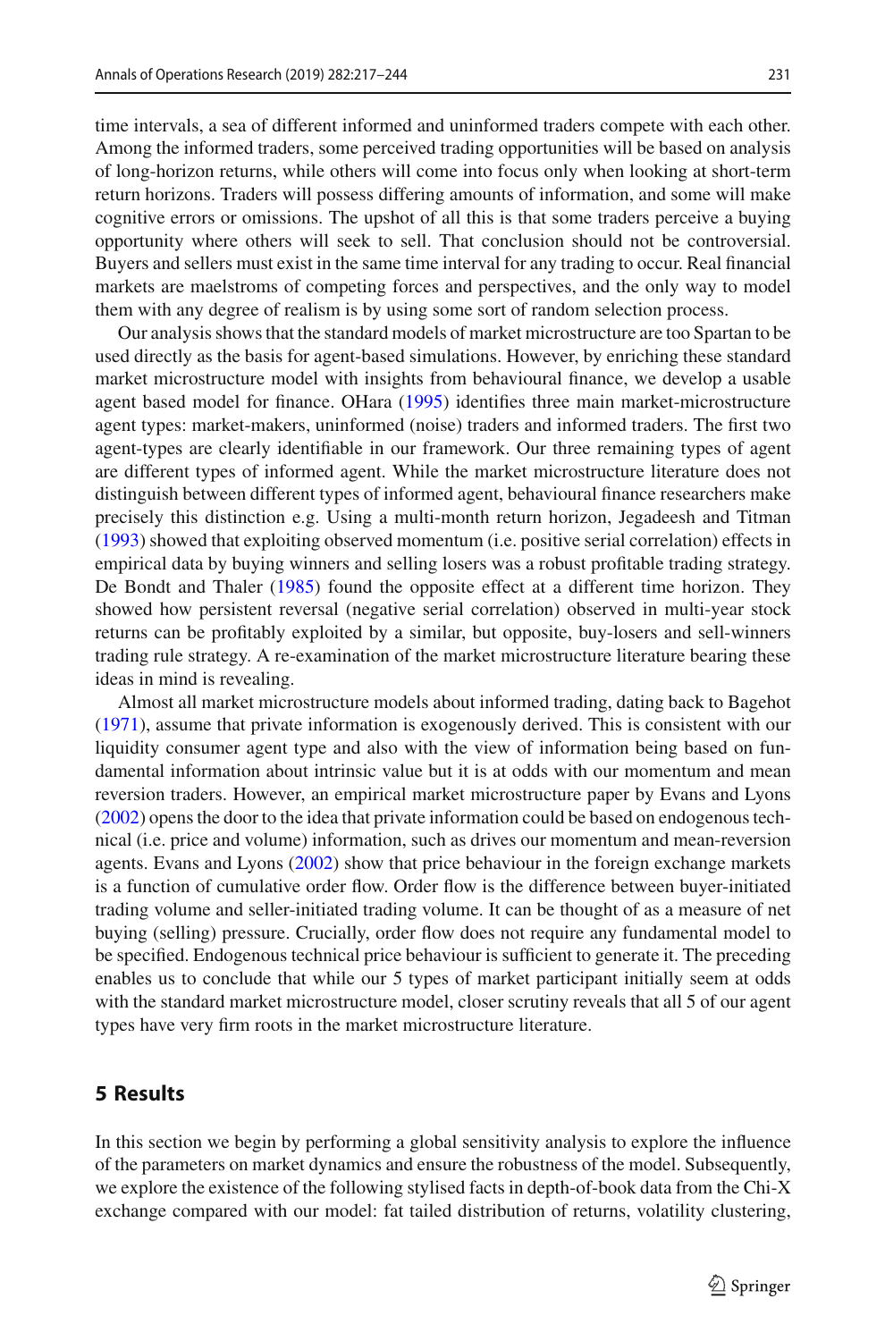time intervals, a sea of different informed and uninformed traders compete with each other. Among the informed traders, some perceived trading opportunities will be based on analysis of long-horizon returns, while others will come into focus only when looking at short-term return horizons. Traders will possess differing amounts of information, and some will make cognitive errors or omissions. The upshot of all this is that some traders perceive a buying opportunity where others will seek to sell. That conclusion should not be controversial. Buyers and sellers must exist in the same time interval for any trading to occur. Real financial markets are maelstroms of competing forces and perspectives, and the only way to model them with any degree of realism is by using some sort of random selection process.

Our analysis shows that the standard models of market microstructure are too Spartan to be used directly as the basis for agent-based simulations. However, by enriching these standard market microstructure model with insights from behavioural finance, we develop a usable agent based model for finance. OHara (1995) identifies three main market-microstructure agent types: market-makers, uninformed (noise) traders and informed traders. The first two agent-types are clearly identifiable in our framework. Our three remaining types of agent are different types of informed agent. While the market microstructure literature does not distinguish between different types of informed agent, behavioural finance researchers make precisely this distinction e.g. Using a multi-month return horizon, Jegadeesh and Titman (1993) showed that exploiting observed momentum (i.e. positive serial correlation) effects in empirical data by buying winners and selling losers was a robust profitable trading strategy. De Bondt and Thaler (1985) found the opposite effect at a different time horizon. They showed how persistent reversal (negative serial correlation) observed in multi-year stock returns can be profitably exploited by a similar, but opposite, buy-losers and sell-winners trading rule strategy. A re-examination of the market microstructure literature bearing these ideas in mind is revealing.

Almost all market microstructure models about informed trading, dating back to Bagehot (1971), assume that private information is exogenously derived. This is consistent with our liquidity consumer agent type and also with the view of information being based on fundamental information about intrinsic value but it is at odds with our momentum and mean reversion traders. However, an empirical market microstructure paper by Evans and Lyons (2002) opens the door to the idea that private information could be based on endogenous technical (i.e. price and volume) information, such as drives our momentum and mean-reversion agents. Evans and Lyons (2002) show that price behaviour in the foreign exchange markets is a function of cumulative order flow. Order flow is the difference between buyer-initiated trading volume and seller-initiated trading volume. It can be thought of as a measure of net buying (selling) pressure. Crucially, order flow does not require any fundamental model to be specified. Endogenous technical price behaviour is sufficient to generate it. The preceding enables us to conclude that while our 5 types of market participant initially seem at odds with the standard market microstructure model, closer scrutiny reveals that all 5 of our agent types have very firm roots in the market microstructure literature.

## 5 Results

In this section we begin by performing a global sensitivity analysis to explore the influence of the parameters on market dynamics and ensure the robustness of the model. Subsequently, we explore the existence of the following stylised facts in depth-of-book data from the Chi-X exchange compared with our model: fat tailed distribution of returns, volatility clustering,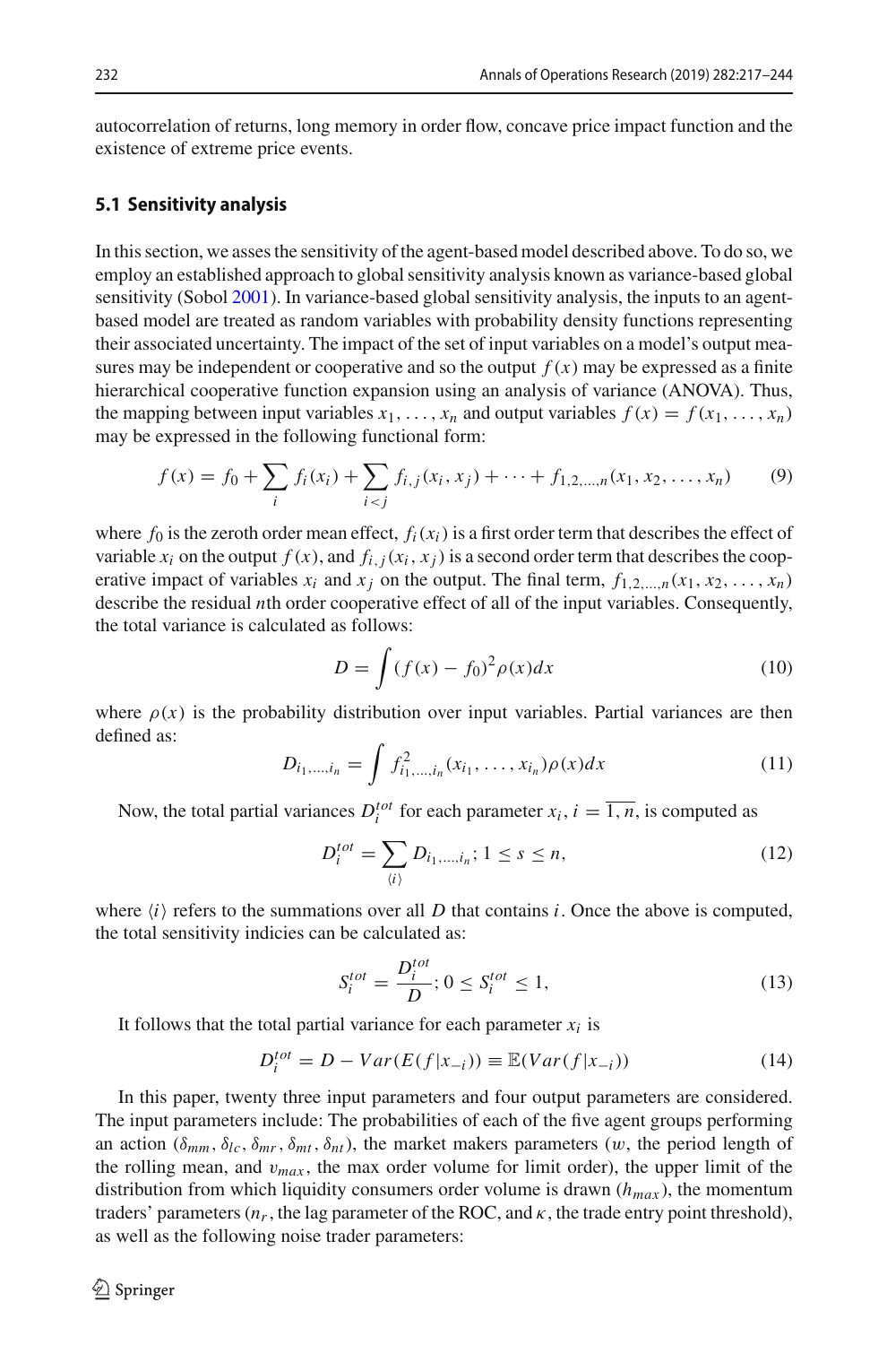autocorrelation of returns, long memory in order flow, concave price impact function and the existence of extreme price events.

### 5.1 Sensitivity analysis

In this section, we asses the sensitivity of the agent-based model described above. To do so, we employ an established approach to global sensitivity analysis known as variance-based global sensitivity (Sobol 2001). In variance-based global sensitivity analysis, the inputs to an agent-based model are treated as random variables with probability density functions representing their associated uncertainty. The impact of the set of input variables on a model's output measures may be independent or cooperative and so the output $f(x)$ may be expressed as a finite hierarchical cooperative function expansion using an analysis of variance (ANOVA). Thus, the mapping between input variables $x_1, \ldots, x_n$ and output variables $f(x) = f(x_1, \ldots, x_n)$ may be expressed in the following functional form:

$$f(x) = f_0 + \sum_i f_i(x_i) + \sum_{i<j} f_{i,j}(x_i, x_j) + \cdots + f_{1,2,\ldots,n}(x_1, x_2, \ldots, x_n) \tag{9}$$

where $f_0$ is the zeroth order mean effect, $f_i(x_i)$ is a first order term that describes the effect of variable $x_i$ on the output $f(x)$, and $f_{i,j}(x_i, x_j)$ is a second order term that describes the cooperative impact of variables $x_i$ and $x_j$ on the output. The final term, $f_{1,2,\ldots,n}(x_1, x_2, \ldots, x_n)$ describe the residual $n$th order cooperative effect of all of the input variables. Consequently, the total variance is calculated as follows:

$$D = \int (f(x) - f_0)^2 \rho(x) dx \tag{10}$$

where $\rho(x)$ is the probability distribution over input variables. Partial variances are then defined as:

$$D_{i_1,\ldots,i_n} = \int f^2_{i_1,\ldots,i_n}(x_{i_1}, \ldots, x_{i_n}) \rho(x) dx \tag{11}$$

Now, the total partial variances $D_i^{tot}$ for each parameter $x_i$, $i = \overline{1, n}$, is computed as

$$D_i^{tot} = \sum_{\langle i \rangle} D_{i_1,\ldots,i_n}; \; 1 \leq s \leq n, \tag{12}$$

where $\langle i \rangle$ refers to the summations over all $D$ that contains $i$. Once the above is computed, the total sensitivity indicies can be calculated as:

$$S_i^{tot} = \frac{D_i^{tot}}{D}; \; 0 \leq S_i^{tot} \leq 1, \tag{13}$$

It follows that the total partial variance for each parameter $x_i$ is

$$D_i^{tot} = D - Var(E(f|x_{-i})) \equiv \mathbb{E}(Var(f|x_{-i})) \tag{14}$$

In this paper, twenty three input parameters and four output parameters are considered. The input parameters include: The probabilities of each of the five agent groups performing an action ($\delta_{mm}, \delta_{lc}, \delta_{mr}, \delta_{mt}, \delta_{nt}$), the market makers parameters ($w$, the period length of the rolling mean, and $v_{max}$, the max order volume for limit order), the upper limit of the distribution from which liquidity consumers order volume is drawn ($h_{max}$), the momentum traders' parameters ($n_r$, the lag parameter of the ROC, and $\kappa$, the trade entry point threshold), as well as the following noise trader parameters: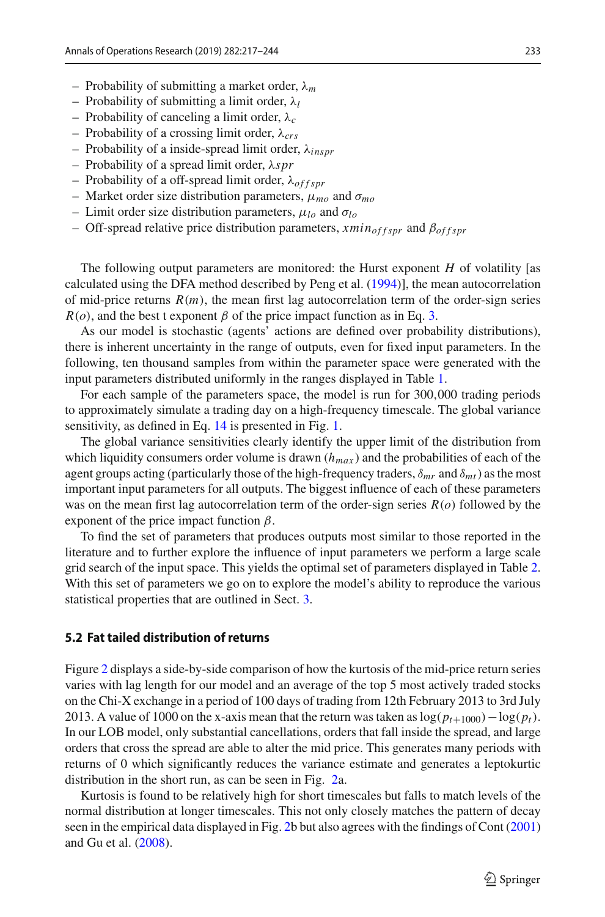- Probability of submitting a market order, $\lambda_m$
- Probability of submitting a limit order, $\lambda_l$
- Probability of canceling a limit order, $\lambda_c$
- Probability of a crossing limit order, $\lambda_{crs}$
- Probability of a inside-spread limit order, $\lambda_{inspr}$
- Probability of a spread limit order, $\lambda spr$
- Probability of a off-spread limit order, $\lambda_{offspr}$
- Market order size distribution parameters, $\mu_{mo}$ and $\sigma_{mo}$
- Limit order size distribution parameters, $\mu_{lo}$ and $\sigma_{lo}$
- Off-spread relative price distribution parameters, $xmin_{offspr}$ and $\beta_{offspr}$

The following output parameters are monitored: the Hurst exponent $H$ of volatility [as calculated using the DFA method described by Peng et al. (1994)], the mean autocorrelation of mid-price returns $R(m)$, the mean first lag autocorrelation term of the order-sign series $R(o)$, and the best t exponent $\beta$ of the price impact function as in Eq. 3.

As our model is stochastic (agents' actions are defined over probability distributions), there is inherent uncertainty in the range of outputs, even for fixed input parameters. In the following, ten thousand samples from within the parameter space were generated with the input parameters distributed uniformly in the ranges displayed in Table 1.

For each sample of the parameters space, the model is run for 300,000 trading periods to approximately simulate a trading day on a high-frequency timescale. The global variance sensitivity, as defined in Eq. 14 is presented in Fig. 1.

The global variance sensitivities clearly identify the upper limit of the distribution from which liquidity consumers order volume is drawn ($h_{max}$) and the probabilities of each of the agent groups acting (particularly those of the high-frequency traders, $\delta_{mr}$ and $\delta_{mt}$) as the most important input parameters for all outputs. The biggest influence of each of these parameters was on the mean first lag autocorrelation term of the order-sign series $R(o)$ followed by the exponent of the price impact function $\beta$.

To find the set of parameters that produces outputs most similar to those reported in the literature and to further explore the influence of input parameters we perform a large scale grid search of the input space. This yields the optimal set of parameters displayed in Table 2. With this set of parameters we go on to explore the model's ability to reproduce the various statistical properties that are outlined in Sect. 3.

### 5.2 Fat tailed distribution of returns

Figure 2 displays a side-by-side comparison of how the kurtosis of the mid-price return series varies with lag length for our model and an average of the top 5 most actively traded stocks on the Chi-X exchange in a period of 100 days of trading from 12th February 2013 to 3rd July 2013. A value of 1000 on the x-axis mean that the return was taken as $\log(p_{t+1000}) - \log(p_t)$. In our LOB model, only substantial cancellations, orders that fall inside the spread, and large orders that cross the spread are able to alter the mid price. This generates many periods with returns of 0 which significantly reduces the variance estimate and generates a leptokurtic distribution in the short run, as can be seen in Fig. 2a.

Kurtosis is found to be relatively high for short timescales but falls to match levels of the normal distribution at longer timescales. This not only closely matches the pattern of decay seen in the empirical data displayed in Fig. 2b but also agrees with the findings of Cont (2001) and Gu et al. (2008).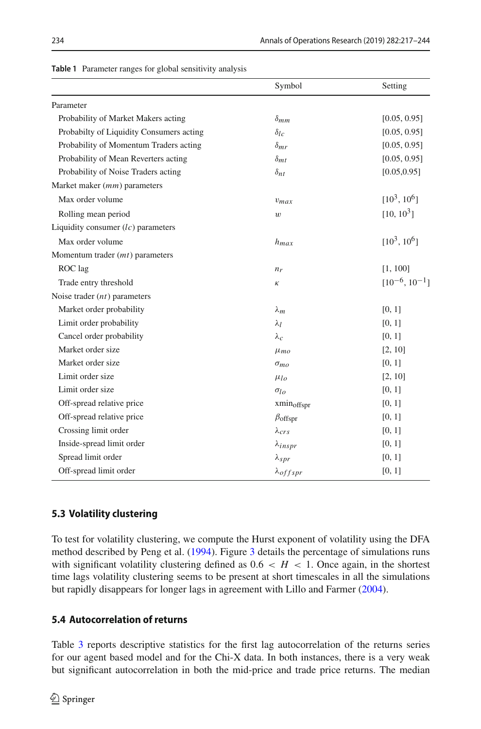**Table 1** Parameter ranges for global sensitivity analysis

| | Symbol | Setting |
|---|---|---|
| Parameter | | |
| Probability of Market Makers acting | $\delta_{mm}$ | [0.05, 0.95] |
| Probabilty of Liquidity Consumers acting | $\delta_{lc}$ | [0.05, 0.95] |
| Probability of Momentum Traders acting | $\delta_{mr}$ | [0.05, 0.95] |
| Probability of Mean Reverters acting | $\delta_{mt}$ | [0.05, 0.95] |
| Probability of Noise Traders acting | $\delta_{nt}$ | [0.05,0.95] |
| Market maker ($mm$) parameters | | |
| Max order volume | $v_{max}$ | $[10^3, 10^6]$ |
| Rolling mean period | $w$ | $[10, 10^3]$ |
| Liquidity consumer ($lc$) parameters | | |
| Max order volume | $h_{max}$ | $[10^3, 10^6]$ |
| Momentum trader ($mt$) parameters | | |
| ROC lag | $n_r$ | [1, 100] |
| Trade entry threshold | $\kappa$ | $[10^{-6}, 10^{-1}]$ |
| Noise trader ($nt$) parameters | | |
| Market order probability | $\lambda_m$ | [0, 1] |
| Limit order probability | $\lambda_l$ | [0, 1] |
| Cancel order probability | $\lambda_c$ | [0, 1] |
| Market order size | $\mu_{mo}$ | [2, 10] |
| Market order size | $\sigma_{mo}$ | [0, 1] |
| Limit order size | $\mu_{lo}$ | [2, 10] |
| Limit order size | $\sigma_{lo}$ | [0, 1] |
| Off-spread relative price | $\text{xmin}_{\text{offspr}}$ | [0, 1] |
| Off-spread relative price | $\beta_{\text{offspr}}$ | [0, 1] |
| Crossing limit order | $\lambda_{crs}$ | [0, 1] |
| Inside-spread limit order | $\lambda_{inspr}$ | [0, 1] |
| Spread limit order | $\lambda_{spr}$ | [0, 1] |
| Off-spread limit order | $\lambda_{offspr}$ | [0, 1] |

### 5.3 Volatility clustering

To test for volatility clustering, we compute the Hurst exponent of volatility using the DFA method described by Peng et al. (1994). Figure 3 details the percentage of simulations runs with significant volatility clustering defined as $0.6 < H < 1$. Once again, in the shortest time lags volatility clustering seems to be present at short timescales in all the simulations but rapidly disappears for longer lags in agreement with Lillo and Farmer (2004).

### 5.4 Autocorrelation of returns

Table 3 reports descriptive statistics for the first lag autocorrelation of the returns series for our agent based model and for the Chi-X data. In both instances, there is a very weak but significant autocorrelation in both the mid-price and trade price returns. The median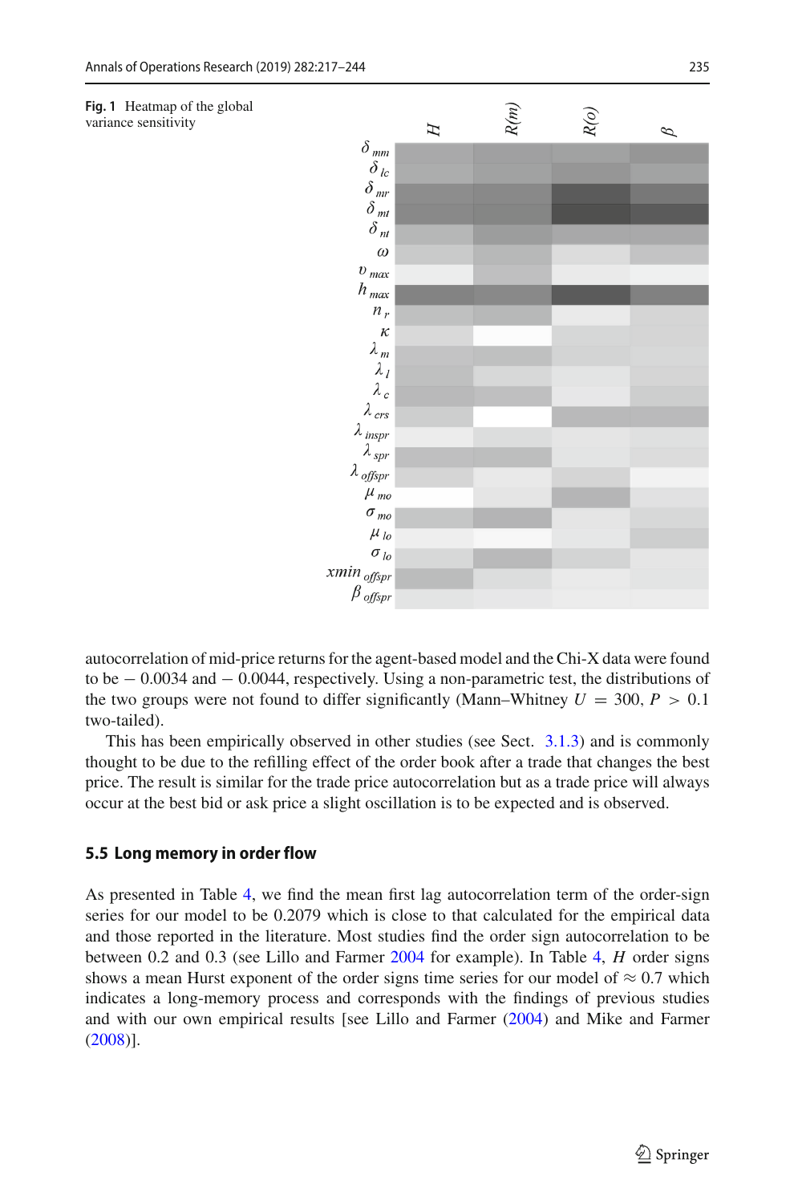**Fig. 1** Heatmap of the global variance sensitivity

autocorrelation of mid-price returns for the agent-based model and the Chi-X data were found to be − 0.0034 and − 0.0044, respectively. Using a non-parametric test, the distributions of the two groups were not found to differ significantly (Mann–Whitney $U = 300$, $P > 0.1$ two-tailed).

This has been empirically observed in other studies (see Sect. 3.1.3) and is commonly thought to be due to the refilling effect of the order book after a trade that changes the best price. The result is similar for the trade price autocorrelation but as a trade price will always occur at the best bid or ask price a slight oscillation is to be expected and is observed.

### 5.5 Long memory in order flow

As presented in Table 4, we find the mean first lag autocorrelation term of the order-sign series for our model to be 0.2079 which is close to that calculated for the empirical data and those reported in the literature. Most studies find the order sign autocorrelation to be between 0.2 and 0.3 (see Lillo and Farmer 2004 for example). In Table 4, *H* order signs shows a mean Hurst exponent of the order signs time series for our model of $\approx 0.7$ which indicates a long-memory process and corresponds with the findings of previous studies and with our own empirical results [see Lillo and Farmer (2004) and Mike and Farmer (2008)].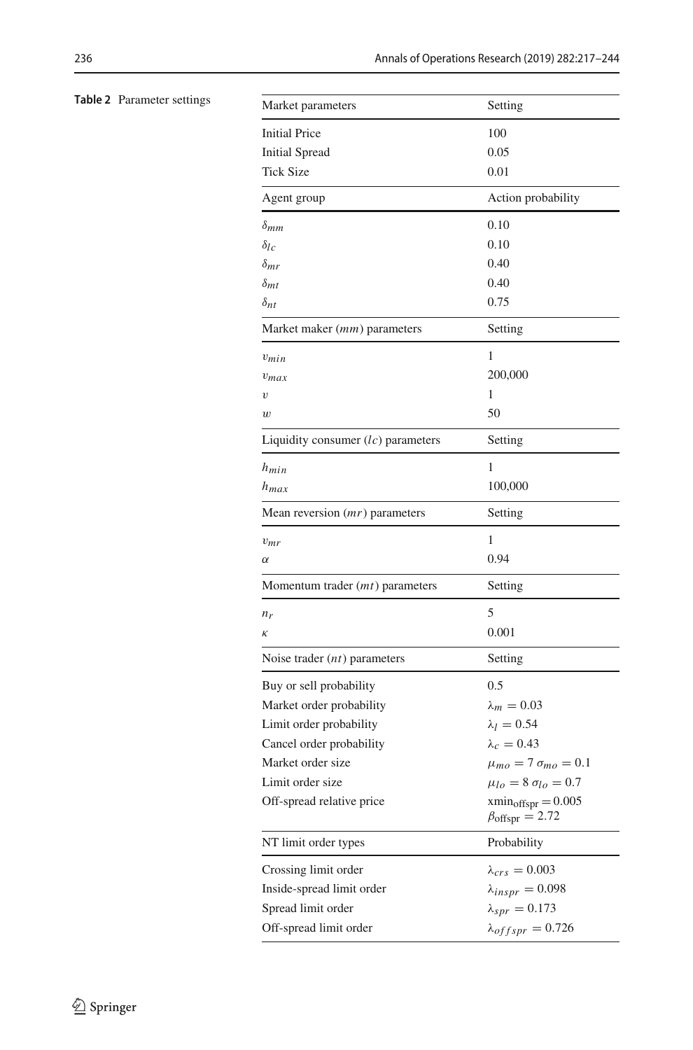**Table 2** Parameter settings

| Market parameters | Setting |
|---|---|
| Initial Price | 100 |
| Initial Spread | 0.05 |
| Tick Size | 0.01 |
| **Agent group** | **Action probability** |
| $\delta_{mm}$ | 0.10 |
| $\delta_{lc}$ | 0.10 |
| $\delta_{mr}$ | 0.40 |
| $\delta_{mt}$ | 0.40 |
| $\delta_{nt}$ | 0.75 |
| **Market maker ($mm$) parameters** | **Setting** |
| $v_{min}$ | 1 |
| $v_{max}$ | 200,000 |
| $v$ | 1 |
| $w$ | 50 |
| **Liquidity consumer ($lc$) parameters** | **Setting** |
| $h_{min}$ | 1 |
| $h_{max}$ | 100,000 |
| **Mean reversion ($mr$) parameters** | **Setting** |
| $v_{mr}$ | 1 |
| $\alpha$ | 0.94 |
| **Momentum trader ($mt$) parameters** | **Setting** |
| $n_r$ | 5 |
| $\kappa$ | 0.001 |
| **Noise trader ($nt$) parameters** | **Setting** |
| Buy or sell probability | 0.5 |
| Market order probability | $\lambda_m = 0.03$ |
| Limit order probability | $\lambda_l = 0.54$ |
| Cancel order probability | $\lambda_c = 0.43$ |
| Market order size | $\mu_{mo} = 7$ $\sigma_{mo} = 0.1$ |
| Limit order size | $\mu_{lo} = 8$ $\sigma_{lo} = 0.7$ |
| Off-spread relative price | $\text{xmin}_{\text{offspr}} = 0.005$ $\beta_{\text{offspr}} = 2.72$ |
| **NT limit order types** | **Probability** |
| Crossing limit order | $\lambda_{crs} = 0.003$ |
| Inside-spread limit order | $\lambda_{inspr} = 0.098$ |
| Spread limit order | $\lambda_{spr} = 0.173$ |
| Off-spread limit order | $\lambda_{offspr} = 0.726$ |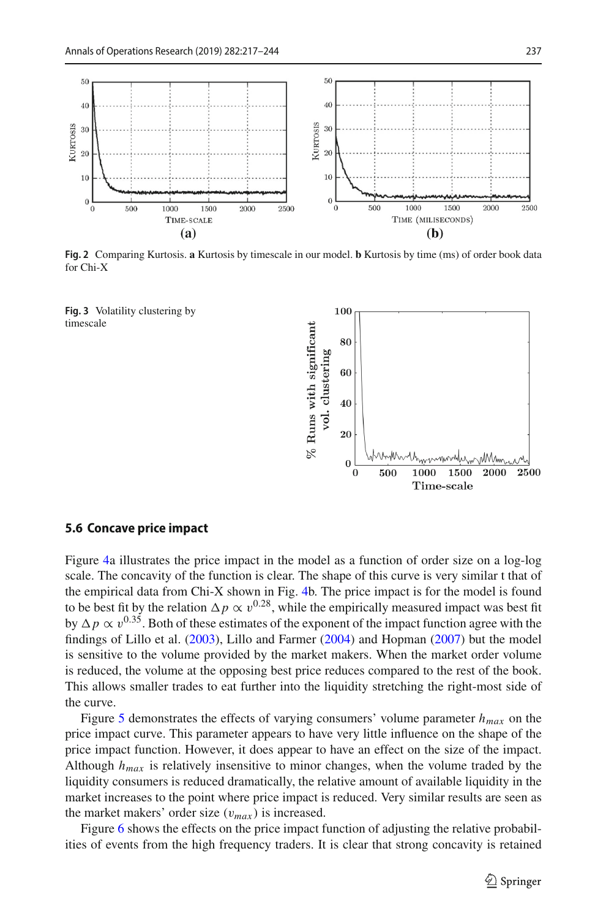Fig. 2 Comparing Kurtosis. **a** Kurtosis by timescale in our model. **b** Kurtosis by time (ms) of order book data for Chi-X

Fig. 3 Volatility clustering by timescale

### 5.6 Concave price impact

Figure 4a illustrates the price impact in the model as a function of order size on a log-log scale. The concavity of the function is clear. The shape of this curve is very similar t that of the empirical data from Chi-X shown in Fig. 4b. The price impact is for the model is found to be best fit by the relation $\Delta p \propto v^{0.28}$, while the empirically measured impact was best fit by $\Delta p \propto v^{0.35}$. Both of these estimates of the exponent of the impact function agree with the findings of Lillo et al. (2003), Lillo and Farmer (2004) and Hopman (2007) but the model is sensitive to the volume provided by the market makers. When the market order volume is reduced, the volume at the opposing best price reduces compared to the rest of the book. This allows smaller trades to eat further into the liquidity stretching the right-most side of the curve.

Figure 5 demonstrates the effects of varying consumers' volume parameter $h_{max}$ on the price impact curve. This parameter appears to have very little influence on the shape of the price impact function. However, it does appear to have an effect on the size of the impact. Although $h_{max}$ is relatively insensitive to minor changes, when the volume traded by the liquidity consumers is reduced dramatically, the relative amount of available liquidity in the market increases to the point where price impact is reduced. Very similar results are seen as the market makers' order size ($v_{max}$) is increased.

Figure 6 shows the effects on the price impact function of adjusting the relative probabilities of events from the high frequency traders. It is clear that strong concavity is retained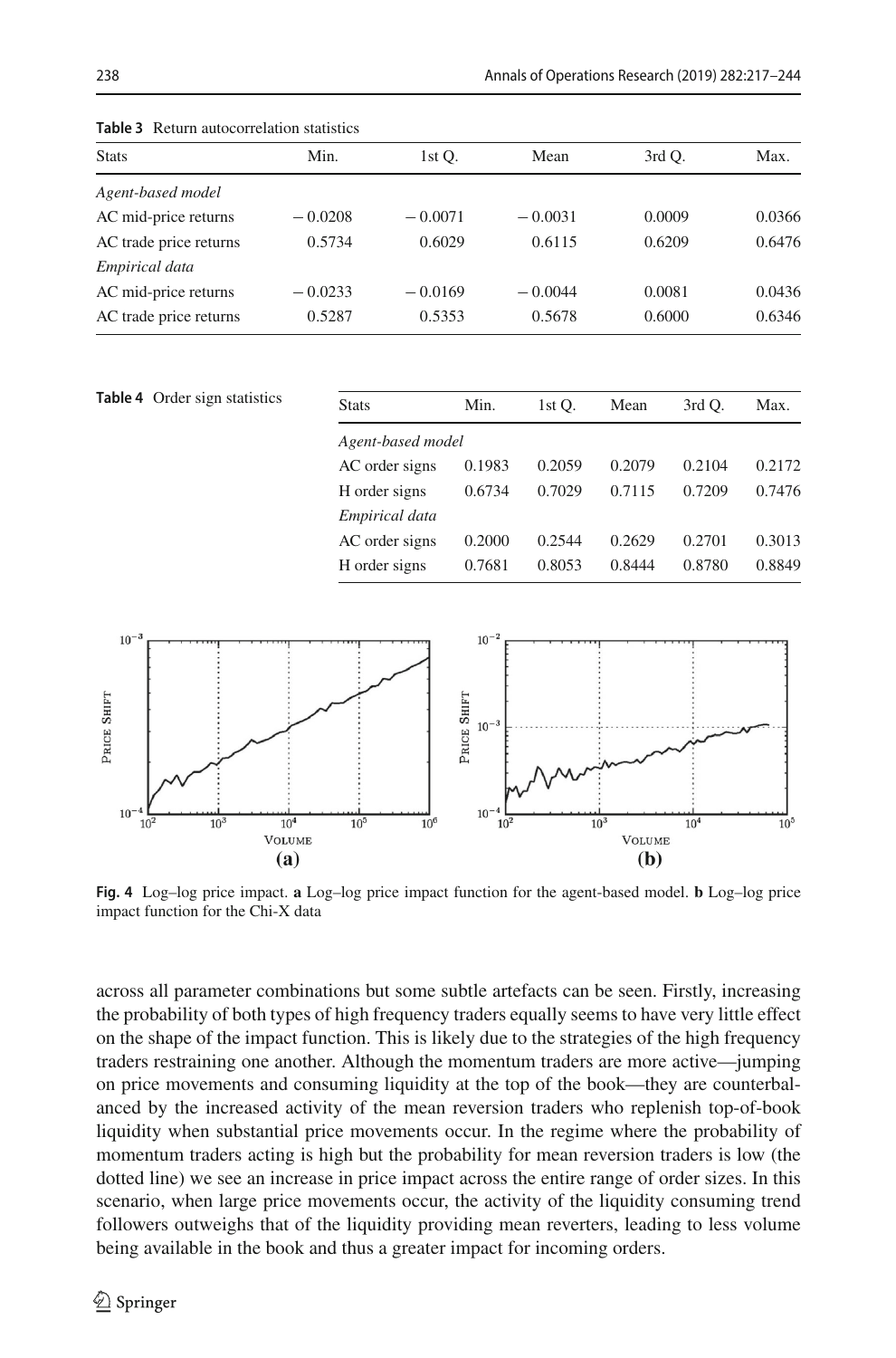**Table 3** Return autocorrelation statistics

| Stats | Min. | 1st Q. | Mean | 3rd Q. | Max. |
|---|---|---|---|---|---|
| *Agent-based model* | | | | | |
| AC mid-price returns | − 0.0208 | − 0.0071 | − 0.0031 | 0.0009 | 0.0366 |
| AC trade price returns | 0.5734 | 0.6029 | 0.6115 | 0.6209 | 0.6476 |
| *Empirical data* | | | | | |
| AC mid-price returns | − 0.0233 | − 0.0169 | − 0.0044 | 0.0081 | 0.0436 |
| AC trade price returns | 0.5287 | 0.5353 | 0.5678 | 0.6000 | 0.6346 |

**Table 4** Order sign statistics

| Stats | Min. | 1st Q. | Mean | 3rd Q. | Max. |
|---|---|---|---|---|---|
| *Agent-based model* | | | | | |
| AC order signs | 0.1983 | 0.2059 | 0.2079 | 0.2104 | 0.2172 |
| H order signs | 0.6734 | 0.7029 | 0.7115 | 0.7209 | 0.7476 |
| *Empirical data* | | | | | |
| AC order signs | 0.2000 | 0.2544 | 0.2629 | 0.2701 | 0.3013 |
| H order signs | 0.7681 | 0.8053 | 0.8444 | 0.8780 | 0.8849 |

**Fig. 4** Log–log price impact. **a** Log–log price impact function for the agent-based model. **b** Log–log price impact function for the Chi-X data

across all parameter combinations but some subtle artefacts can be seen. Firstly, increasing the probability of both types of high frequency traders equally seems to have very little effect on the shape of the impact function. This is likely due to the strategies of the high frequency traders restraining one another. Although the momentum traders are more active—jumping on price movements and consuming liquidity at the top of the book—they are counterbalanced by the increased activity of the mean reversion traders who replenish top-of-book liquidity when substantial price movements occur. In the regime where the probability of momentum traders acting is high but the probability for mean reversion traders is low (the dotted line) we see an increase in price impact across the entire range of order sizes. In this scenario, when large price movements occur, the activity of the liquidity consuming trend followers outweighs that of the liquidity providing mean reverters, leading to less volume being available in the book and thus a greater impact for incoming orders.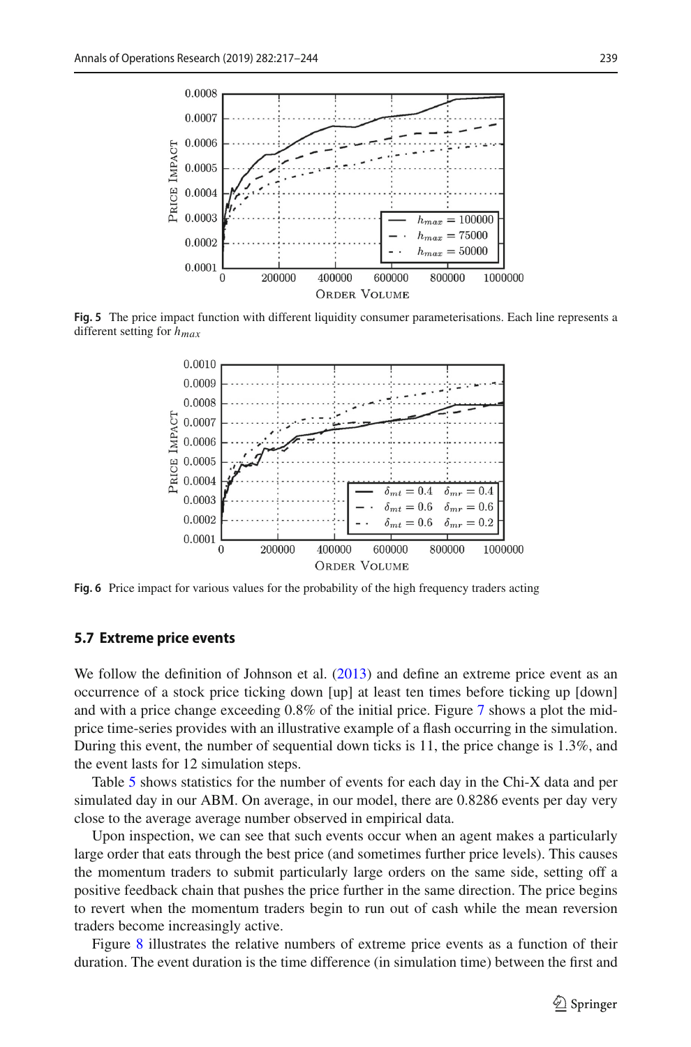**Fig. 5** The price impact function with different liquidity consumer parameterisations. Each line represents a different setting for $h_{max}$

**Fig. 6** Price impact for various values for the probability of the high frequency traders acting

### 5.7 Extreme price events

We follow the definition of Johnson et al. (2013) and define an extreme price event as an occurrence of a stock price ticking down [up] at least ten times before ticking up [down] and with a price change exceeding 0.8% of the initial price. Figure 7 shows a plot the mid-price time-series provides with an illustrative example of a flash occurring in the simulation. During this event, the number of sequential down ticks is 11, the price change is 1.3%, and the event lasts for 12 simulation steps.

Table 5 shows statistics for the number of events for each day in the Chi-X data and per simulated day in our ABM. On average, in our model, there are 0.8286 events per day very close to the average average number observed in empirical data.

Upon inspection, we can see that such events occur when an agent makes a particularly large order that eats through the best price (and sometimes further price levels). This causes the momentum traders to submit particularly large orders on the same side, setting off a positive feedback chain that pushes the price further in the same direction. The price begins to revert when the momentum traders begin to run out of cash while the mean reversion traders become increasingly active.

Figure 8 illustrates the relative numbers of extreme price events as a function of their duration. The event duration is the time difference (in simulation time) between the first and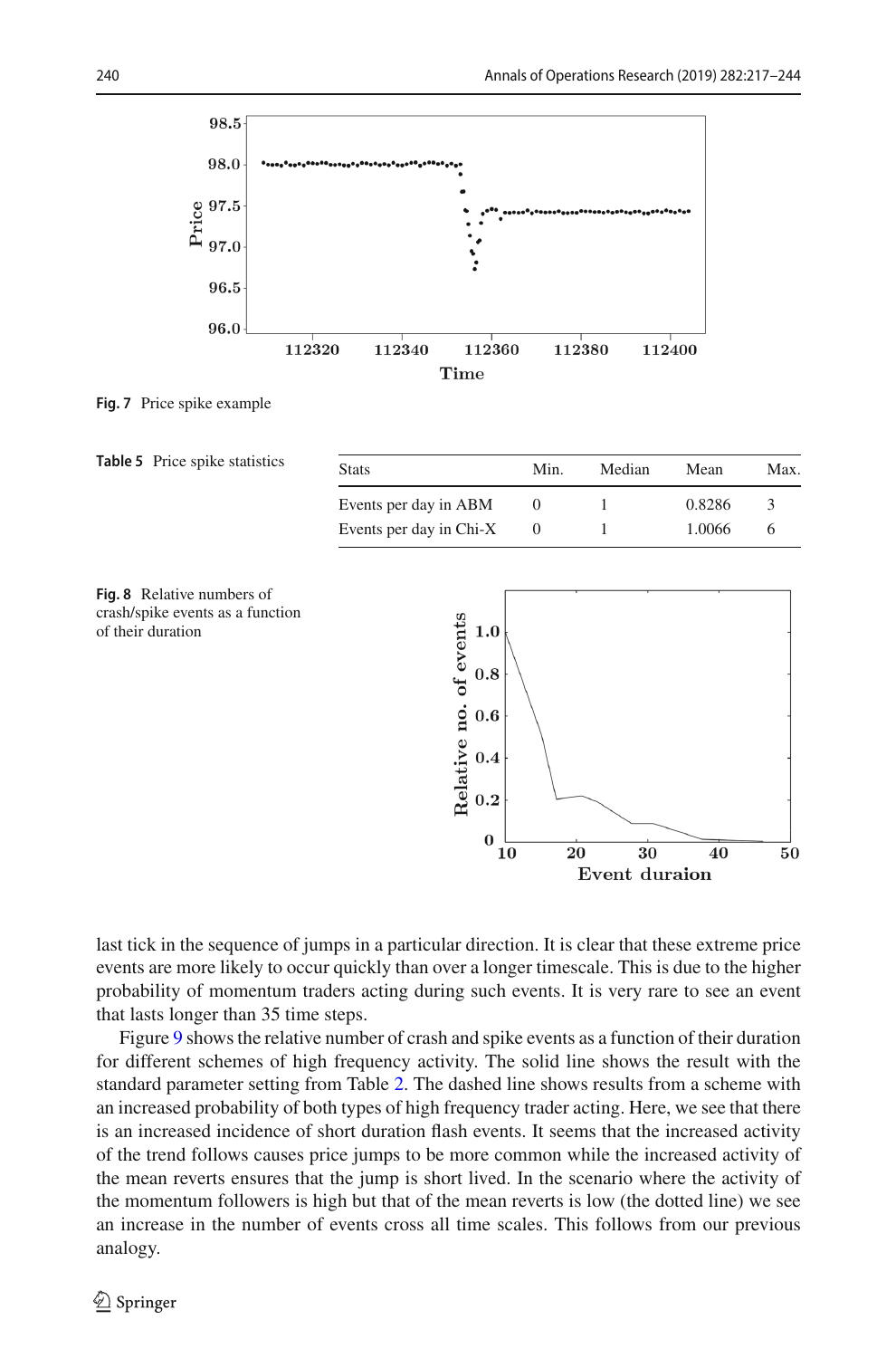Fig. 7 Price spike example

**Table 5** Price spike statistics

| Stats | Min. | Median | Mean | Max. |
|---|---|---|---|---|
| Events per day in ABM | 0 | 1 | 0.8286 | 3 |
| Events per day in Chi-X | 0 | 1 | 1.0066 | 6 |

Fig. 8 Relative numbers of crash/spike events as a function of their duration

last tick in the sequence of jumps in a particular direction. It is clear that these extreme price events are more likely to occur quickly than over a longer timescale. This is due to the higher probability of momentum traders acting during such events. It is very rare to see an event that lasts longer than 35 time steps.

Figure 9 shows the relative number of crash and spike events as a function of their duration for different schemes of high frequency activity. The solid line shows the result with the standard parameter setting from Table 2. The dashed line shows results from a scheme with an increased probability of both types of high frequency trader acting. Here, we see that there is an increased incidence of short duration flash events. It seems that the increased activity of the trend follows causes price jumps to be more common while the increased activity of the mean reverts ensures that the jump is short lived. In the scenario where the activity of the momentum followers is high but that of the mean reverts is low (the dotted line) we see an increase in the number of events cross all time scales. This follows from our previous analogy.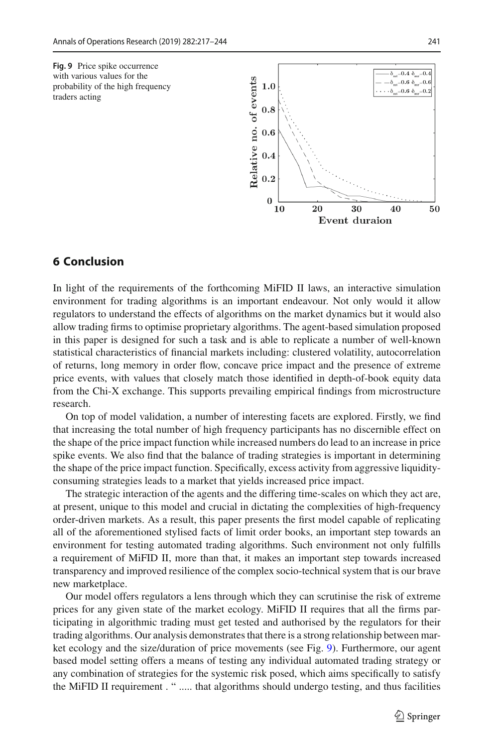**Fig. 9** Price spike occurrence with various values for the probability of the high frequency traders acting

$\delta_{mt}$=0.4 $\delta_{mr}$=0.4
$\delta_{mt}$=0.6 $\delta_{mr}$=0.6
$\delta_{mt}$=0.6 $\delta_{mr}$=0.2

Relative no. of events

1.0
0.8
0.6
0.4
0.2
0

10 20 30 40 50

Event duraion

## 6 Conclusion

In light of the requirements of the forthcoming MiFID II laws, an interactive simulation environment for trading algorithms is an important endeavour. Not only would it allow regulators to understand the effects of algorithms on the market dynamics but it would also allow trading firms to optimise proprietary algorithms. The agent-based simulation proposed in this paper is designed for such a task and is able to replicate a number of well-known statistical characteristics of financial markets including: clustered volatility, autocorrelation of returns, long memory in order flow, concave price impact and the presence of extreme price events, with values that closely match those identified in depth-of-book equity data from the Chi-X exchange. This supports prevailing empirical findings from microstructure research.

On top of model validation, a number of interesting facets are explored. Firstly, we find that increasing the total number of high frequency participants has no discernible effect on the shape of the price impact function while increased numbers do lead to an increase in price spike events. We also find that the balance of trading strategies is important in determining the shape of the price impact function. Specifically, excess activity from aggressive liquidity-consuming strategies leads to a market that yields increased price impact.

The strategic interaction of the agents and the differing time-scales on which they act are, at present, unique to this model and crucial in dictating the complexities of high-frequency order-driven markets. As a result, this paper presents the first model capable of replicating all of the aforementioned stylised facts of limit order books, an important step towards an environment for testing automated trading algorithms. Such environment not only fulfills a requirement of MiFID II, more than that, it makes an important step towards increased transparency and improved resilience of the complex socio-technical system that is our brave new marketplace.

Our model offers regulators a lens through which they can scrutinise the risk of extreme prices for any given state of the market ecology. MiFID II requires that all the firms participating in algorithmic trading must get tested and authorised by the regulators for their trading algorithms. Our analysis demonstrates that there is a strong relationship between market ecology and the size/duration of price movements (see Fig. 9). Furthermore, our agent based model setting offers a means of testing any individual automated trading strategy or any combination of strategies for the systemic risk posed, which aims specifically to satisfy the MiFID II requirement . " ..... that algorithms should undergo testing, and thus facilities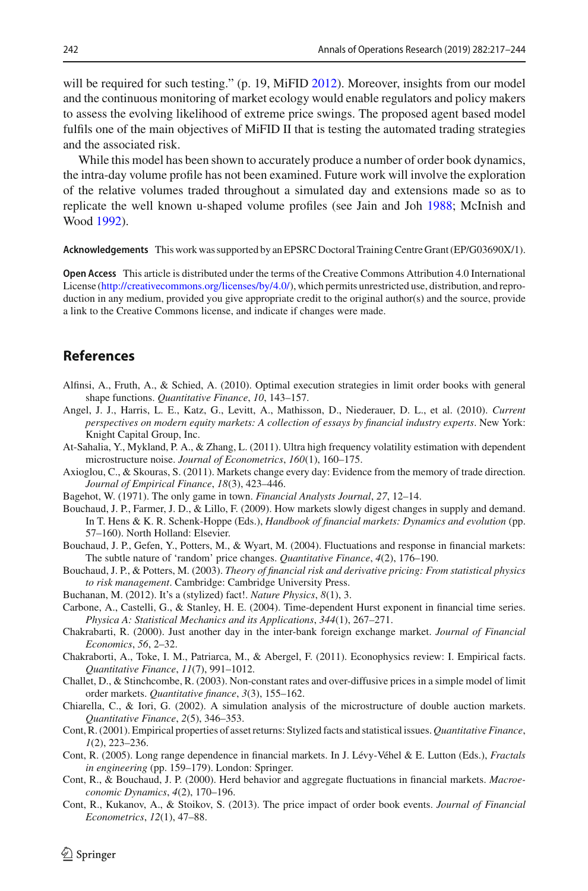will be required for such testing." (p. 19, MiFID 2012). Moreover, insights from our model and the continuous monitoring of market ecology would enable regulators and policy makers to assess the evolving likelihood of extreme price swings. The proposed agent based model fulfils one of the main objectives of MiFID II that is testing the automated trading strategies and the associated risk.

While this model has been shown to accurately produce a number of order book dynamics, the intra-day volume profile has not been examined. Future work will involve the exploration of the relative volumes traded throughout a simulated day and extensions made so as to replicate the well known u-shaped volume profiles (see Jain and Joh 1988; McInish and Wood 1992).

**Acknowledgements** This work was supported by an EPSRC Doctoral Training Centre Grant (EP/G03690X/1).

**Open Access** This article is distributed under the terms of the Creative Commons Attribution 4.0 International License (http://creativecommons.org/licenses/by/4.0/), which permits unrestricted use, distribution, and reproduction in any medium, provided you give appropriate credit to the original author(s) and the source, provide a link to the Creative Commons license, and indicate if changes were made.

## References

Alfinsi, A., Fruth, A., & Schied, A. (2010). Optimal execution strategies in limit order books with general shape functions. *Quantitative Finance*, *10*, 143–157.

Angel, J. J., Harris, L. E., Katz, G., Levitt, A., Mathisson, D., Niederauer, D. L., et al. (2010). *Current perspectives on modern equity markets: A collection of essays by financial industry experts*. New York: Knight Capital Group, Inc.

At-Sahalia, Y., Mykland, P. A., & Zhang, L. (2011). Ultra high frequency volatility estimation with dependent microstructure noise. *Journal of Econometrics*, *160*(1), 160–175.

Axioglou, C., & Skouras, S. (2011). Markets change every day: Evidence from the memory of trade direction. *Journal of Empirical Finance*, *18*(3), 423–446.

Bagehot, W. (1971). The only game in town. *Financial Analysts Journal*, *27*, 12–14.

Bouchaud, J. P., Farmer, J. D., & Lillo, F. (2009). How markets slowly digest changes in supply and demand. In T. Hens & K. R. Schenk-Hoppe (Eds.), *Handbook of financial markets: Dynamics and evolution* (pp. 57–160). North Holland: Elsevier.

Bouchaud, J. P., Gefen, Y., Potters, M., & Wyart, M. (2004). Fluctuations and response in financial markets: The subtle nature of 'random' price changes. *Quantitative Finance*, *4*(2), 176–190.

Bouchaud, J. P., & Potters, M. (2003). *Theory of financial risk and derivative pricing: From statistical physics to risk management*. Cambridge: Cambridge University Press.

Buchanan, M. (2012). It's a (stylized) fact!. *Nature Physics*, *8*(1), 3.

Carbone, A., Castelli, G., & Stanley, H. E. (2004). Time-dependent Hurst exponent in financial time series. *Physica A: Statistical Mechanics and its Applications*, *344*(1), 267–271.

Chakrabarti, R. (2000). Just another day in the inter-bank foreign exchange market. *Journal of Financial Economics*, *56*, 2–32.

Chakraborti, A., Toke, I. M., Patriarca, M., & Abergel, F. (2011). Econophysics review: I. Empirical facts. *Quantitative Finance*, *11*(7), 991–1012.

Challet, D., & Stinchcombe, R. (2003). Non-constant rates and over-diffusive prices in a simple model of limit order markets. *Quantitative finance*, *3*(3), 155–162.

Chiarella, C., & Iori, G. (2002). A simulation analysis of the microstructure of double auction markets. *Quantitative Finance*, *2*(5), 346–353.

Cont, R. (2001). Empirical properties of asset returns: Stylized facts and statistical issues. *Quantitative Finance*, *1*(2), 223–236.

Cont, R. (2005). Long range dependence in financial markets. In J. Lévy-Véhel & E. Lutton (Eds.), *Fractals in engineering* (pp. 159–179). London: Springer.

Cont, R., & Bouchaud, J. P. (2000). Herd behavior and aggregate fluctuations in financial markets. *Macroeconomic Dynamics*, *4*(2), 170–196.

Cont, R., Kukanov, A., & Stoikov, S. (2013). The price impact of order book events. *Journal of Financial Econometrics*, *12*(1), 47–88.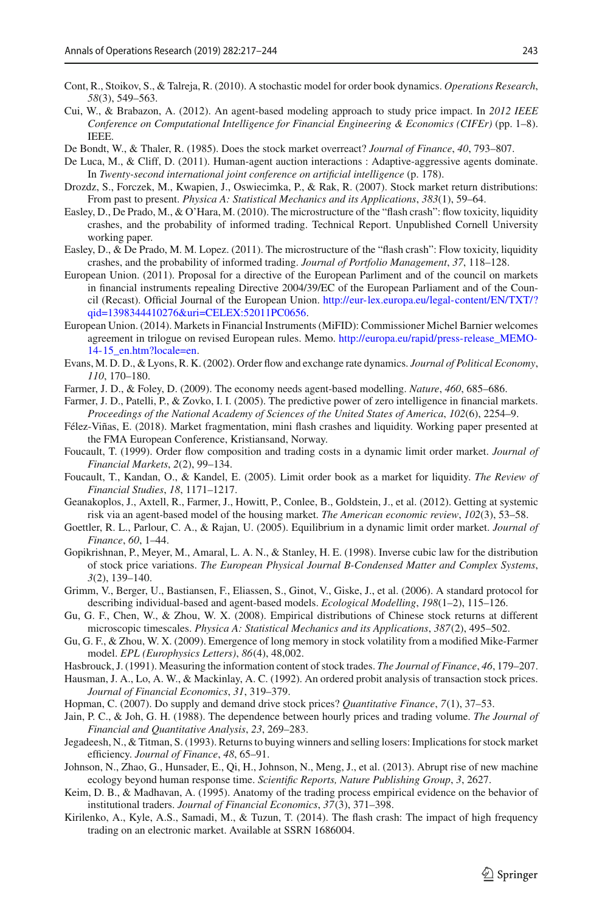Cont, R., Stoikov, S., & Talreja, R. (2010). A stochastic model for order book dynamics. *Operations Research*, *58*(3), 549–563.

Cui, W., & Brabazon, A. (2012). An agent-based modeling approach to study price impact. In *2012 IEEE Conference on Computational Intelligence for Financial Engineering & Economics (CIFEr)* (pp. 1–8). IEEE.

De Bondt, W., & Thaler, R. (1985). Does the stock market overreact? *Journal of Finance*, *40*, 793–807.

De Luca, M., & Cliff, D. (2011). Human-agent auction interactions : Adaptive-aggressive agents dominate. In *Twenty-second international joint conference on artificial intelligence* (p. 178).

Drozdz, S., Forczek, M., Kwapien, J., Oswiecimka, P., & Rak, R. (2007). Stock market return distributions: From past to present. *Physica A: Statistical Mechanics and its Applications*, *383*(1), 59–64.

Easley, D., De Prado, M., & O'Hara, M. (2010). The microstructure of the "flash crash": flow toxicity, liquidity crashes, and the probability of informed trading. Technical Report. Unpublished Cornell University working paper.

Easley, D., & De Prado, M. M. Lopez. (2011). The microstructure of the "flash crash": Flow toxicity, liquidity crashes, and the probability of informed trading. *Journal of Portfolio Management*, *37*, 118–128.

European Union. (2011). Proposal for a directive of the European Parliment and of the council on markets in financial instruments repealing Directive 2004/39/EC of the European Parliament and of the Council (Recast). Official Journal of the European Union. http://eur-lex.europa.eu/legal-content/EN/TXT/?qid=1398344410276&uri=CELEX:52011PC0656.

European Union. (2014). Markets in Financial Instruments (MiFID): Commissioner Michel Barnier welcomes agreement in trilogue on revised European rules. Memo. http://europa.eu/rapid/press-release_MEMO-14-15_en.htm?locale=en.

Evans, M. D. D., & Lyons, R. K. (2002). Order flow and exchange rate dynamics. *Journal of Political Economy*, *110*, 170–180.

Farmer, J. D., & Foley, D. (2009). The economy needs agent-based modelling. *Nature*, *460*, 685–686.

Farmer, J. D., Patelli, P., & Zovko, I. I. (2005). The predictive power of zero intelligence in financial markets. *Proceedings of the National Academy of Sciences of the United States of America*, *102*(6), 2254–9.

Félez-Viñas, E. (2018). Market fragmentation, mini flash crashes and liquidity. Working paper presented at the FMA European Conference, Kristiansand, Norway.

Foucault, T. (1999). Order flow composition and trading costs in a dynamic limit order market. *Journal of Financial Markets*, *2*(2), 99–134.

Foucault, T., Kandan, O., & Kandel, E. (2005). Limit order book as a market for liquidity. *The Review of Financial Studies*, *18*, 1171–1217.

Geanakoplos, J., Axtell, R., Farmer, J., Howitt, P., Conlee, B., Goldstein, J., et al. (2012). Getting at systemic risk via an agent-based model of the housing market. *The American economic review*, *102*(3), 53–58.

Goettler, R. L., Parlour, C. A., & Rajan, U. (2005). Equilibrium in a dynamic limit order market. *Journal of Finance*, *60*, 1–44.

Gopikrishnan, P., Meyer, M., Amaral, L. A. N., & Stanley, H. E. (1998). Inverse cubic law for the distribution of stock price variations. *The European Physical Journal B-Condensed Matter and Complex Systems*, *3*(2), 139–140.

Grimm, V., Berger, U., Bastiansen, F., Eliassen, S., Ginot, V., Giske, J., et al. (2006). A standard protocol for describing individual-based and agent-based models. *Ecological Modelling*, *198*(1–2), 115–126.

Gu, G. F., Chen, W., & Zhou, W. X. (2008). Empirical distributions of Chinese stock returns at different microscopic timescales. *Physica A: Statistical Mechanics and its Applications*, *387*(2), 495–502.

Gu, G. F., & Zhou, W. X. (2009). Emergence of long memory in stock volatility from a modified Mike-Farmer model. *EPL (Europhysics Letters)*, *86*(4), 48,002.

Hasbrouck, J. (1991). Measuring the information content of stock trades. *The Journal of Finance*, *46*, 179–207.

Hausman, J. A., Lo, A. W., & Mackinlay, A. C. (1992). An ordered probit analysis of transaction stock prices. *Journal of Financial Economics*, *31*, 319–379.

Hopman, C. (2007). Do supply and demand drive stock prices? *Quantitative Finance*, *7*(1), 37–53.

Jain, P. C., & Joh, G. H. (1988). The dependence between hourly prices and trading volume. *The Journal of Financial and Quantitative Analysis*, *23*, 269–283.

Jegadeesh, N., & Titman, S. (1993). Returns to buying winners and selling losers: Implications for stock market efficiency. *Journal of Finance*, *48*, 65–91.

Johnson, N., Zhao, G., Hunsader, E., Qi, H., Johnson, N., Meng, J., et al. (2013). Abrupt rise of new machine ecology beyond human response time. *Scientific Reports, Nature Publishing Group*, *3*, 2627.

Keim, D. B., & Madhavan, A. (1995). Anatomy of the trading process empirical evidence on the behavior of institutional traders. *Journal of Financial Economics*, *37*(3), 371–398.

Kirilenko, A., Kyle, A.S., Samadi, M., & Tuzun, T. (2014). The flash crash: The impact of high frequency trading on an electronic market. Available at SSRN 1686004.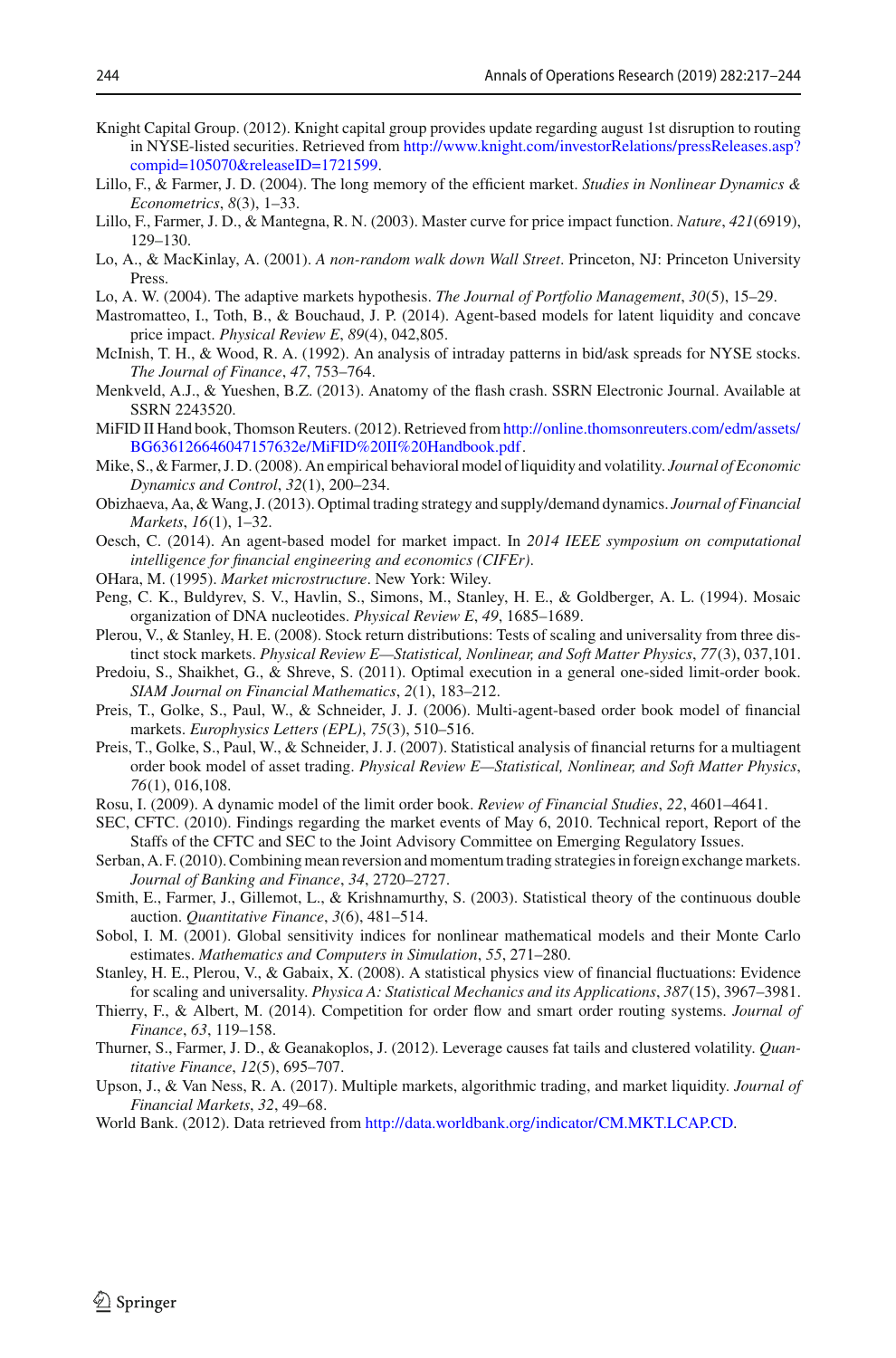Knight Capital Group. (2012). Knight capital group provides update regarding august 1st disruption to routing in NYSE-listed securities. Retrieved from http://www.knight.com/investorRelations/pressReleases.asp?compid=105070&releaseID=1721599.

Lillo, F., & Farmer, J. D. (2004). The long memory of the efficient market. *Studies in Nonlinear Dynamics & Econometrics*, *8*(3), 1–33.

Lillo, F., Farmer, J. D., & Mantegna, R. N. (2003). Master curve for price impact function. *Nature*, *421*(6919), 129–130.

Lo, A., & MacKinlay, A. (2001). *A non-random walk down Wall Street*. Princeton, NJ: Princeton University Press.

Lo, A. W. (2004). The adaptive markets hypothesis. *The Journal of Portfolio Management*, *30*(5), 15–29.

Mastromatteo, I., Toth, B., & Bouchaud, J. P. (2014). Agent-based models for latent liquidity and concave price impact. *Physical Review E*, *89*(4), 042,805.

McInish, T. H., & Wood, R. A. (1992). An analysis of intraday patterns in bid/ask spreads for NYSE stocks. *The Journal of Finance*, *47*, 753–764.

Menkveld, A.J., & Yueshen, B.Z. (2013). Anatomy of the flash crash. SSRN Electronic Journal. Available at SSRN 2243520.

MiFID II Hand book, Thomson Reuters. (2012). Retrieved from http://online.thomsonreuters.com/edm/assets/BG636126646047157632e/MiFID%20II%20Handbook.pdf.

Mike, S., & Farmer, J. D. (2008). An empirical behavioral model of liquidity and volatility. *Journal of Economic Dynamics and Control*, *32*(1), 200–234.

Obizhaeva, Aa, & Wang, J. (2013). Optimal trading strategy and supply/demand dynamics. *Journal of Financial Markets*, *16*(1), 1–32.

Oesch, C. (2014). An agent-based model for market impact. In *2014 IEEE symposium on computational intelligence for financial engineering and economics (CIFEr)*.

OHara, M. (1995). *Market microstructure*. New York: Wiley.

Peng, C. K., Buldyrev, S. V., Havlin, S., Simons, M., Stanley, H. E., & Goldberger, A. L. (1994). Mosaic organization of DNA nucleotides. *Physical Review E*, *49*, 1685–1689.

Plerou, V., & Stanley, H. E. (2008). Stock return distributions: Tests of scaling and universality from three distinct stock markets. *Physical Review E—Statistical, Nonlinear, and Soft Matter Physics*, *77*(3), 037,101.

Predoiu, S., Shaikhet, G., & Shreve, S. (2011). Optimal execution in a general one-sided limit-order book. *SIAM Journal on Financial Mathematics*, *2*(1), 183–212.

Preis, T., Golke, S., Paul, W., & Schneider, J. J. (2006). Multi-agent-based order book model of financial markets. *Europhysics Letters (EPL)*, *75*(3), 510–516.

Preis, T., Golke, S., Paul, W., & Schneider, J. J. (2007). Statistical analysis of financial returns for a multiagent order book model of asset trading. *Physical Review E—Statistical, Nonlinear, and Soft Matter Physics*, *76*(1), 016,108.

Rosu, I. (2009). A dynamic model of the limit order book. *Review of Financial Studies*, *22*, 4601–4641.

SEC, CFTC. (2010). Findings regarding the market events of May 6, 2010. Technical report, Report of the Staffs of the CFTC and SEC to the Joint Advisory Committee on Emerging Regulatory Issues.

Serban, A. F. (2010). Combining mean reversion and momentum trading strategies in foreign exchange markets. *Journal of Banking and Finance*, *34*, 2720–2727.

Smith, E., Farmer, J., Gillemot, L., & Krishnamurthy, S. (2003). Statistical theory of the continuous double auction. *Quantitative Finance*, *3*(6), 481–514.

Sobol, I. M. (2001). Global sensitivity indices for nonlinear mathematical models and their Monte Carlo estimates. *Mathematics and Computers in Simulation*, *55*, 271–280.

Stanley, H. E., Plerou, V., & Gabaix, X. (2008). A statistical physics view of financial fluctuations: Evidence for scaling and universality. *Physica A: Statistical Mechanics and its Applications*, *387*(15), 3967–3981.

Thierry, F., & Albert, M. (2014). Competition for order flow and smart order routing systems. *Journal of Finance*, *63*, 119–158.

Thurner, S., Farmer, J. D., & Geanakoplos, J. (2012). Leverage causes fat tails and clustered volatility. *Quantitative Finance*, *12*(5), 695–707.

Upson, J., & Van Ness, R. A. (2017). Multiple markets, algorithmic trading, and market liquidity. *Journal of Financial Markets*, *32*, 49–68.

World Bank. (2012). Data retrieved from http://data.worldbank.org/indicator/CM.MKT.LCAP.CD.